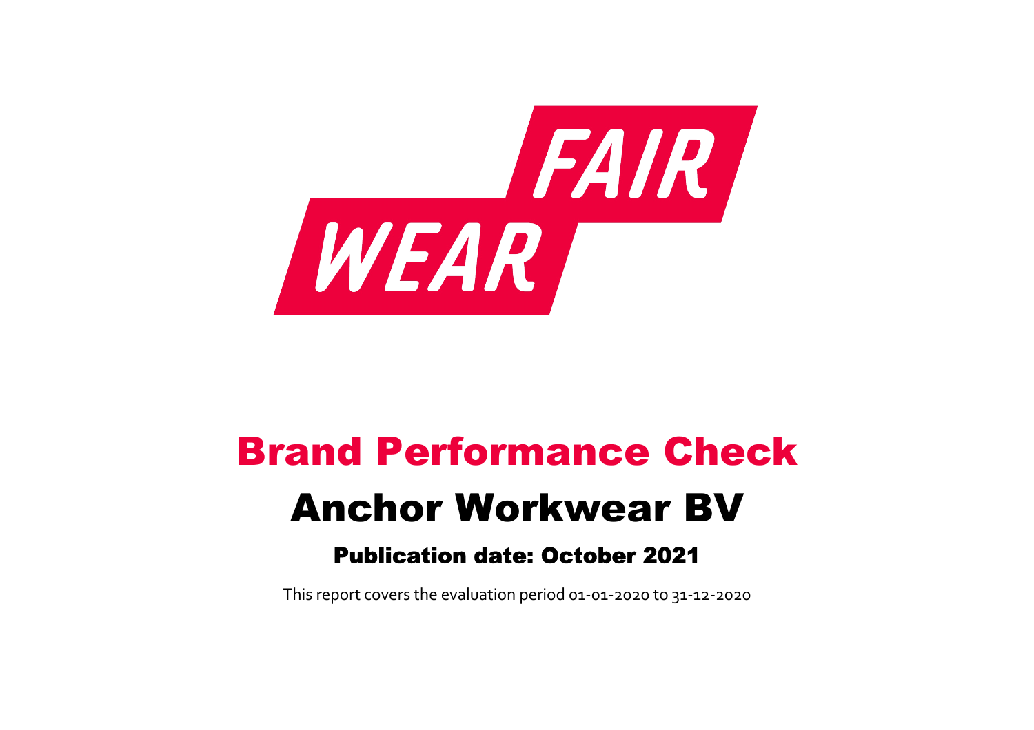FAIR WEAR

# Brand Performance Check

# Anchor Workwear BV

### Publication date: October 2021

This report covers the evaluation period 01-01-2020 to 31-12-2020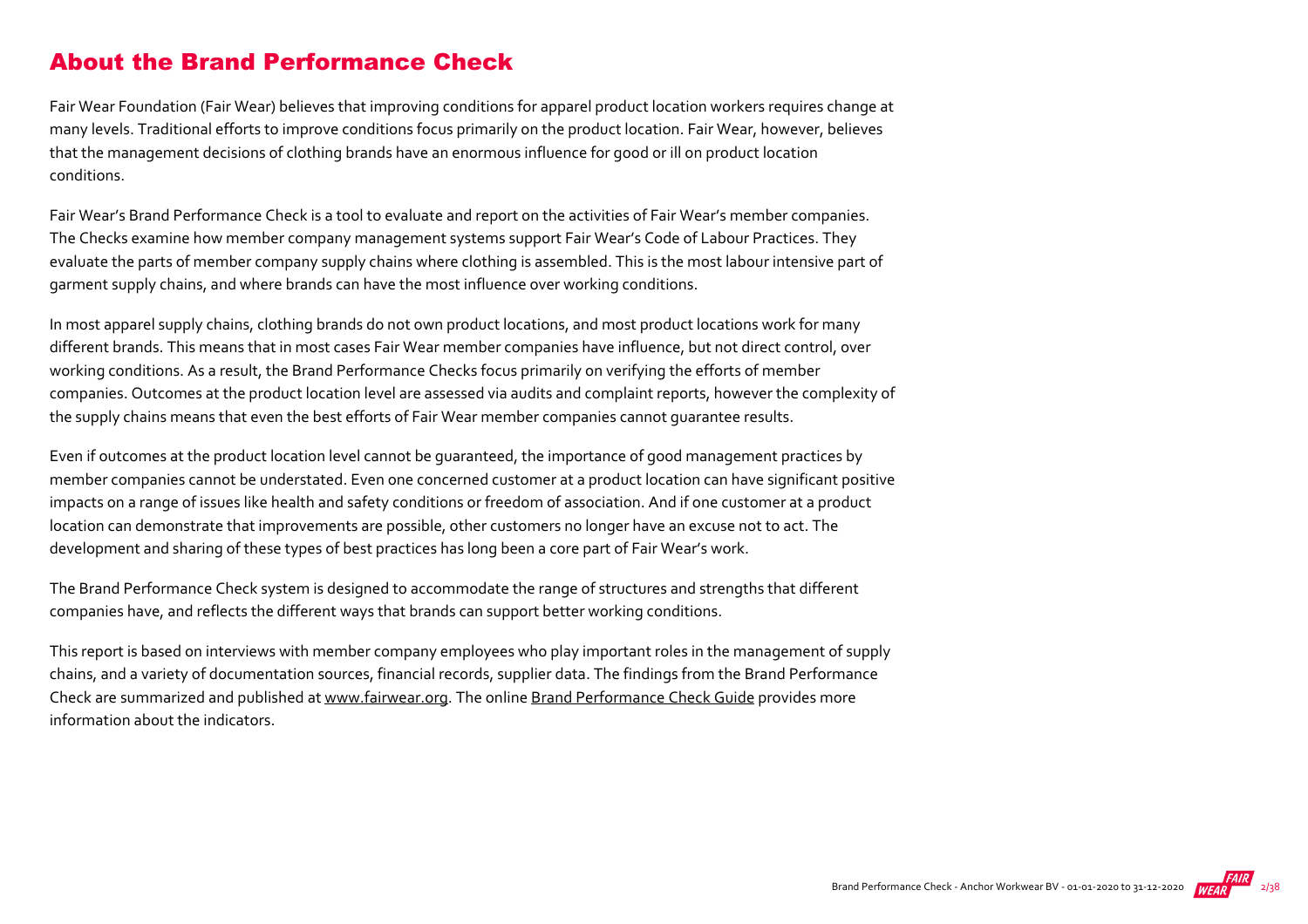## About the Brand Performance Check

Fair Wear Foundation (Fair Wear) believes that improving conditions for apparel product location workers requires change at many levels. Traditional efforts to improve conditions focus primarily on the product location. Fair Wear, however, believes that the management decisions of clothing brands have an enormous influence for good or ill on product location conditions.

Fair Wear's Brand Performance Check is a tool to evaluate and report on the activities of Fair Wear's member companies. The Checks examine how member company management systems support Fair Wear's Code of Labour Practices. They evaluate the parts of member company supply chains where clothing is assembled. This is the most labour intensive part of garment supply chains, and where brands can have the most influence over working conditions.

In most apparel supply chains, clothing brands do not own product locations, and most product locations work for many different brands. This means that in most cases Fair Wear member companies have influence, but not direct control, over working conditions. As a result, the Brand Performance Checks focus primarily on verifying the efforts of member companies. Outcomes at the product location level are assessed via audits and complaint reports, however the complexity of the supply chains means that even the best efforts of Fair Wear member companies cannot guarantee results.

Even if outcomes at the product location level cannot be guaranteed, the importance of good management practices by member companies cannot be understated. Even one concerned customer at a product location can have significant positive impacts on a range of issues like health and safety conditions or freedom of association. And if one customer at a product location can demonstrate that improvements are possible, other customers no longer have an excuse not to act. The development and sharing of these types of best practices has long been a core part of Fair Wear's work.

The Brand Performance Check system is designed to accommodate the range of structures and strengths that different companies have, and reflects the different ways that brands can support better working conditions.

This report is based on interviews with member company employees who play important roles in the management of supply chains, and a variety of documentation sources, financial records, supplier data. The findings from the Brand Performance Check are summarized and published at www.fairwear.org. The online Brand Performance Check Guide provides more information about the indicators.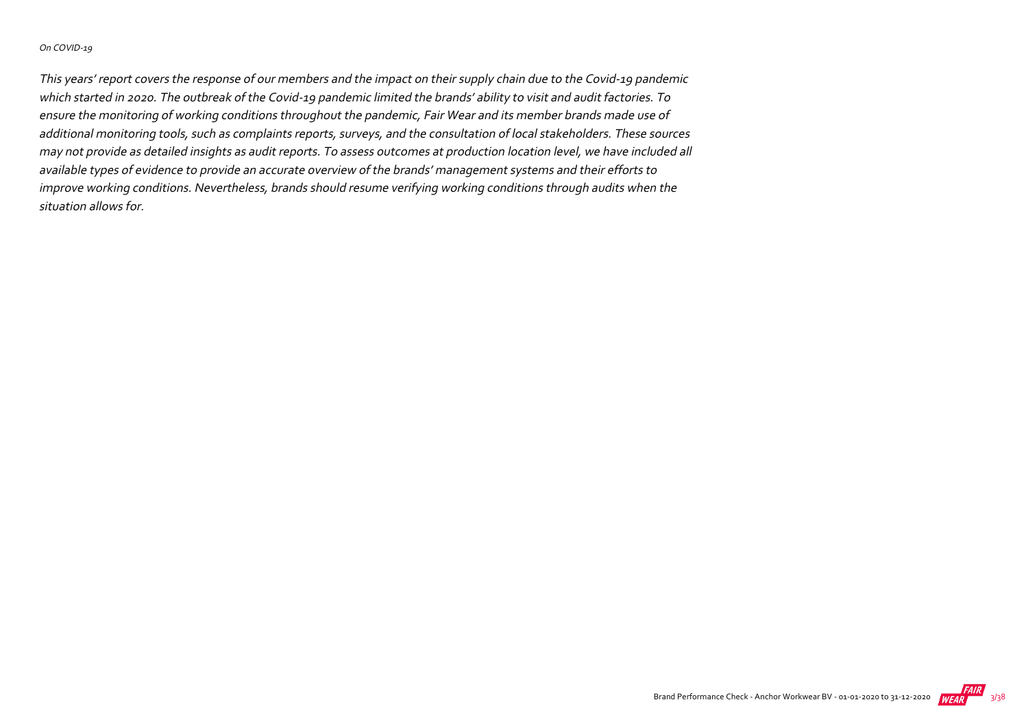*On COVID-19*

*This years' report covers the response of our members and the impact on their supply chain due to the Covid-19 pandemic which started in 2020. The outbreak of the Covid-19 pandemic limited the brands' ability to visit and audit factories. To ensure the monitoring of working conditions throughout the pandemic, Fair Wear and its member brands made use of additional monitoring tools, such as complaints reports, surveys, and the consultation of local stakeholders. These sources may not provide as detailed insights as audit reports. To assess outcomes at production location level, we have included all available types of evidence to provide an accurate overview of the brands' management systems and their efforts to improve working conditions. Nevertheless, brands should resume verifying working conditions through audits when the situation allows for.*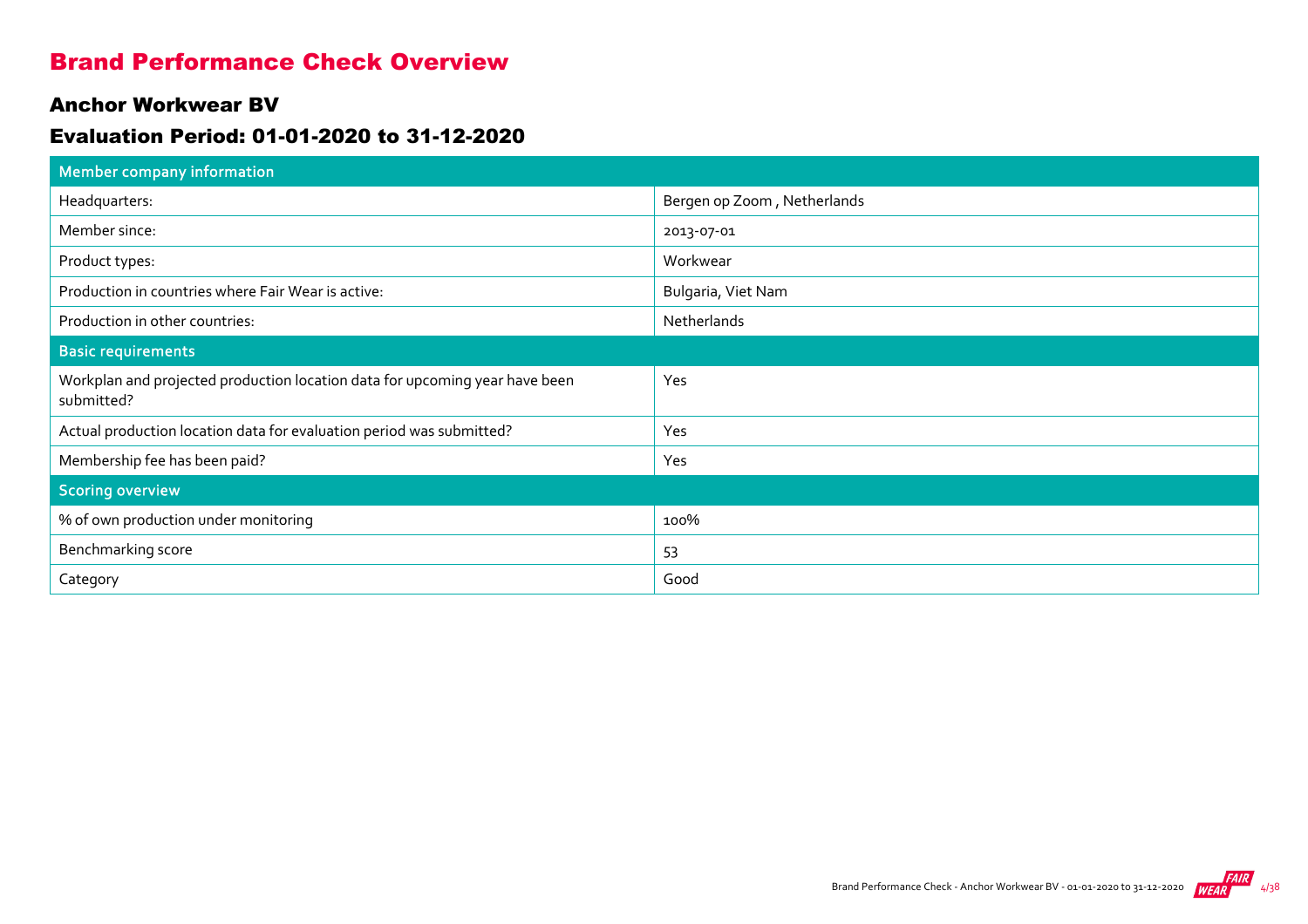# Brand Performance Check Overview

## Anchor Workwear BV

## Evaluation Period: 01-01-2020 to 31-12-2020

| Member company information | |
|---|---|
| Headquarters: | Bergen op Zoom , Netherlands |
| Member since: | 2013-07-01 |
| Product types: | Workwear |
| Production in countries where Fair Wear is active: | Bulgaria, Viet Nam |
| Production in other countries: | Netherlands |
| **Basic requirements** | |
| Workplan and projected production location data for upcoming year have been submitted? | Yes |
| Actual production location data for evaluation period was submitted? | Yes |
| Membership fee has been paid? | Yes |
| **Scoring overview** | |
| % of own production under monitoring | 100% |
| Benchmarking score | 53 |
| Category | Good |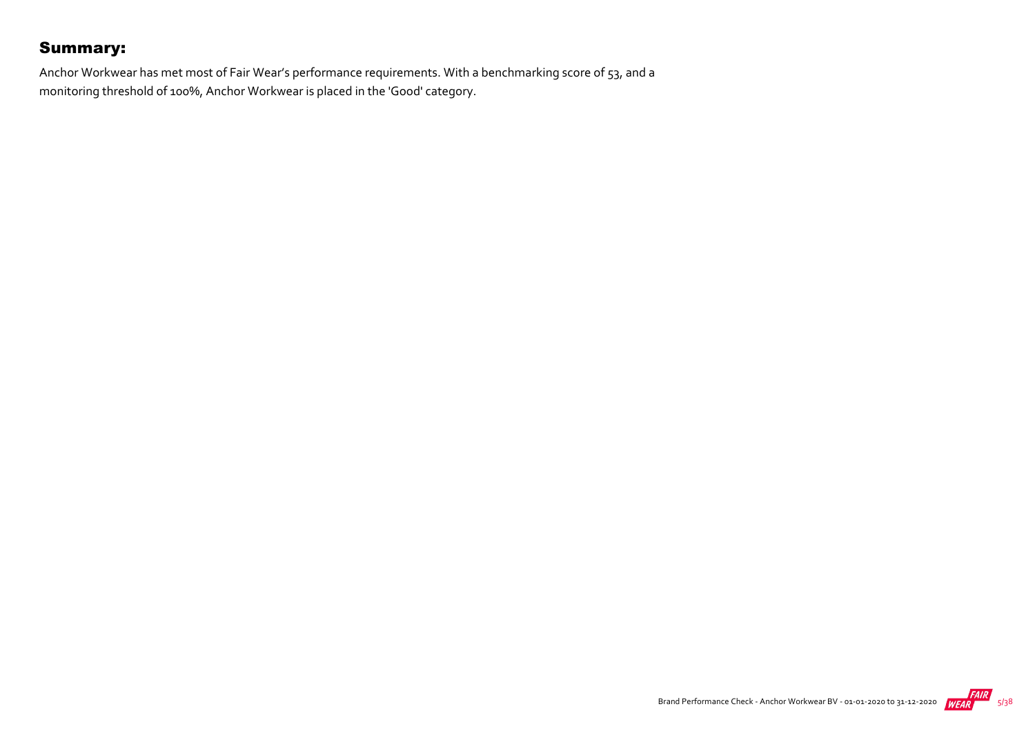## Summary:

Anchor Workwear has met most of Fair Wear's performance requirements. With a benchmarking score of 53, and a monitoring threshold of 100%, Anchor Workwear is placed in the 'Good' category.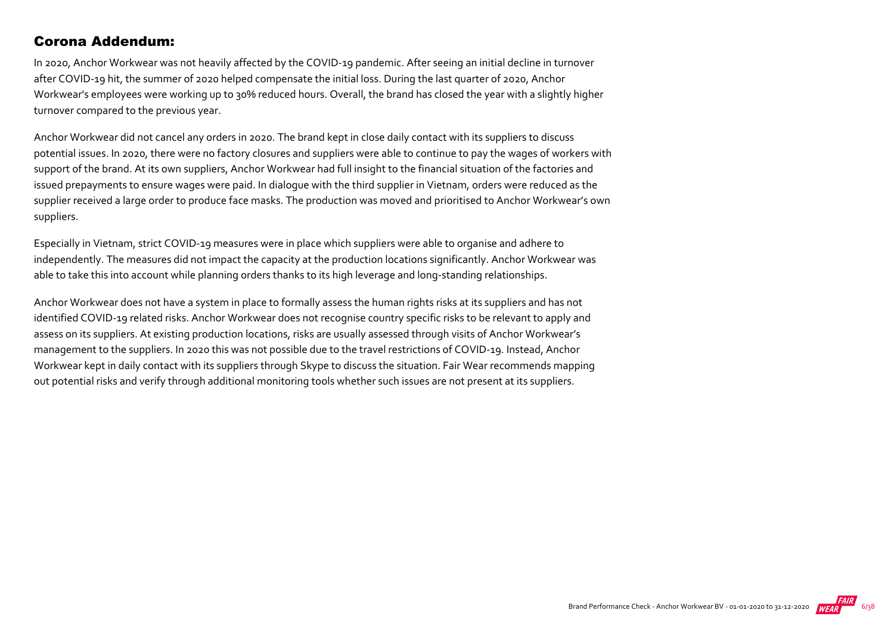## Corona Addendum:

In 2020, Anchor Workwear was not heavily affected by the COVID-19 pandemic. After seeing an initial decline in turnover after COVID-19 hit, the summer of 2020 helped compensate the initial loss. During the last quarter of 2020, Anchor Workwear's employees were working up to 30% reduced hours. Overall, the brand has closed the year with a slightly higher turnover compared to the previous year.

Anchor Workwear did not cancel any orders in 2020. The brand kept in close daily contact with its suppliers to discuss potential issues. In 2020, there were no factory closures and suppliers were able to continue to pay the wages of workers with support of the brand. At its own suppliers, Anchor Workwear had full insight to the financial situation of the factories and issued prepayments to ensure wages were paid. In dialogue with the third supplier in Vietnam, orders were reduced as the supplier received a large order to produce face masks. The production was moved and prioritised to Anchor Workwear's own suppliers.

Especially in Vietnam, strict COVID-19 measures were in place which suppliers were able to organise and adhere to independently. The measures did not impact the capacity at the production locations significantly. Anchor Workwear was able to take this into account while planning orders thanks to its high leverage and long-standing relationships.

Anchor Workwear does not have a system in place to formally assess the human rights risks at its suppliers and has not identified COVID-19 related risks. Anchor Workwear does not recognise country specific risks to be relevant to apply and assess on its suppliers. At existing production locations, risks are usually assessed through visits of Anchor Workwear's management to the suppliers. In 2020 this was not possible due to the travel restrictions of COVID-19. Instead, Anchor Workwear kept in daily contact with its suppliers through Skype to discuss the situation. Fair Wear recommends mapping out potential risks and verify through additional monitoring tools whether such issues are not present at its suppliers.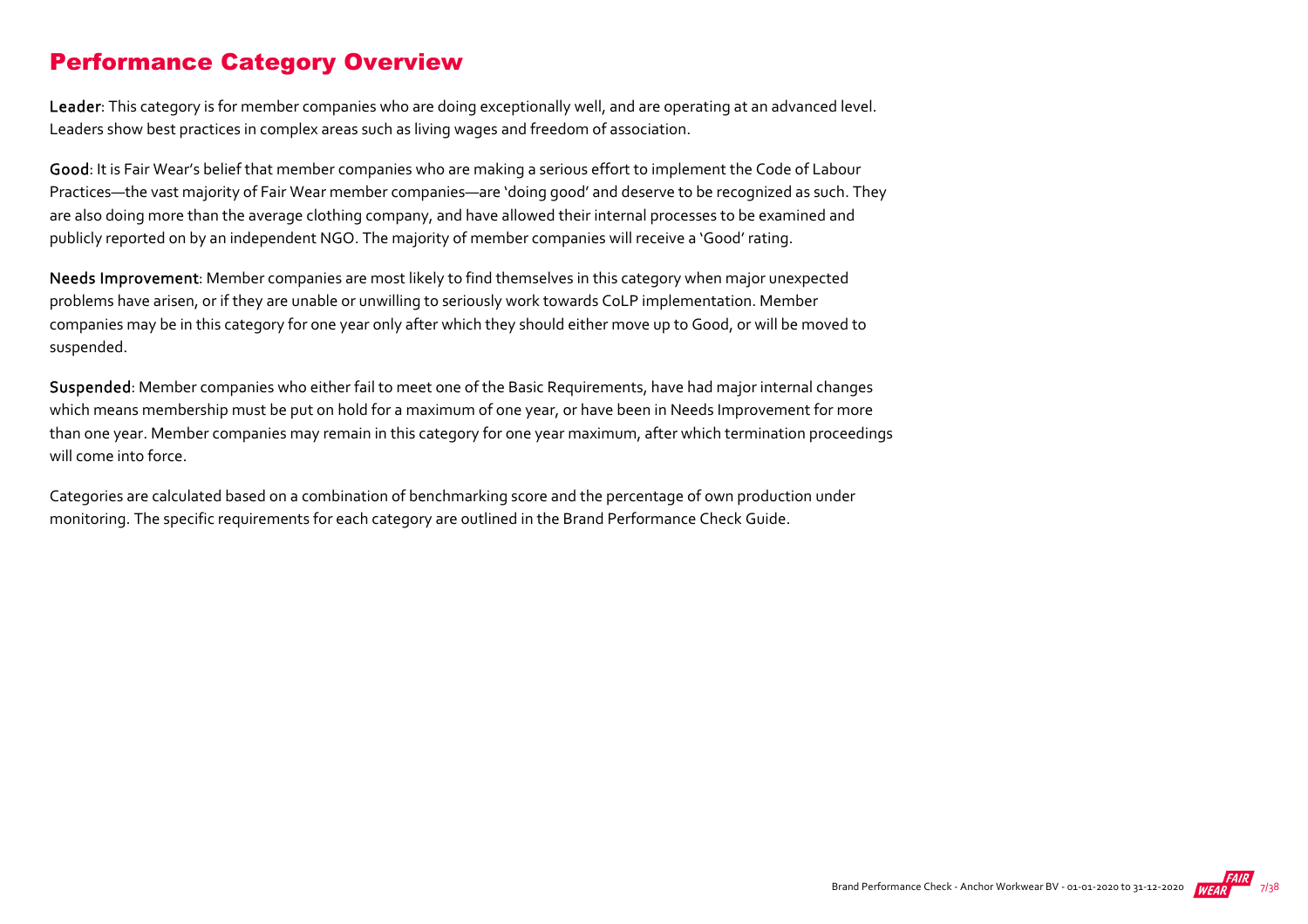## Performance Category Overview

**Leader**: This category is for member companies who are doing exceptionally well, and are operating at an advanced level. Leaders show best practices in complex areas such as living wages and freedom of association.

**Good**: It is Fair Wear's belief that member companies who are making a serious effort to implement the Code of Labour Practices—the vast majority of Fair Wear member companies—are 'doing good' and deserve to be recognized as such. They are also doing more than the average clothing company, and have allowed their internal processes to be examined and publicly reported on by an independent NGO. The majority of member companies will receive a 'Good' rating.

**Needs Improvement**: Member companies are most likely to find themselves in this category when major unexpected problems have arisen, or if they are unable or unwilling to seriously work towards CoLP implementation. Member companies may be in this category for one year only after which they should either move up to Good, or will be moved to suspended.

**Suspended**: Member companies who either fail to meet one of the Basic Requirements, have had major internal changes which means membership must be put on hold for a maximum of one year, or have been in Needs Improvement for more than one year. Member companies may remain in this category for one year maximum, after which termination proceedings will come into force.

Categories are calculated based on a combination of benchmarking score and the percentage of own production under monitoring. The specific requirements for each category are outlined in the Brand Performance Check Guide.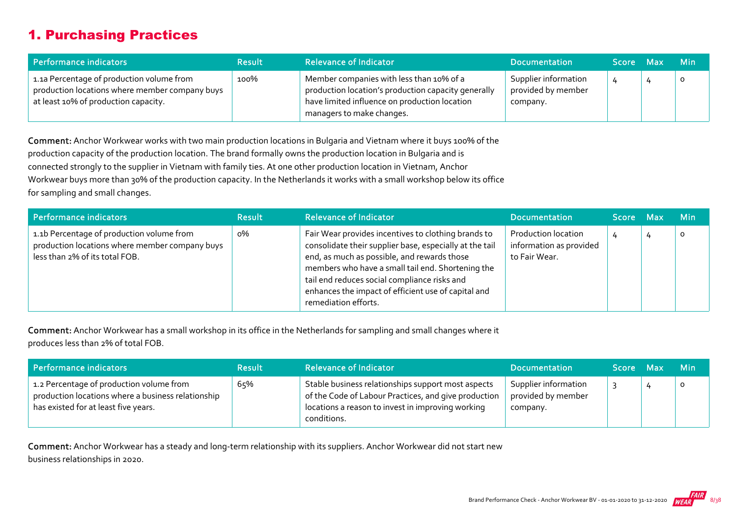# 1. Purchasing Practices

| Performance indicators | Result | Relevance of Indicator | Documentation | Score | Max | Min |
|---|---|---|---|---|---|---|
| 1.1a Percentage of production volume from production locations where member company buys at least 10% of production capacity. | 100% | Member companies with less than 10% of a production location's production capacity generally have limited influence on production location managers to make changes. | Supplier information provided by member company. | 4 | 4 | 0 |

**Comment:** Anchor Workwear works with two main production locations in Bulgaria and Vietnam where it buys 100% of the production capacity of the production location. The brand formally owns the production location in Bulgaria and is connected strongly to the supplier in Vietnam with family ties. At one other production location in Vietnam, Anchor Workwear buys more than 30% of the production capacity. In the Netherlands it works with a small workshop below its office for sampling and small changes.

| Performance indicators | Result | Relevance of Indicator | Documentation | Score | Max | Min |
|---|---|---|---|---|---|---|
| 1.1b Percentage of production volume from production locations where member company buys less than 2% of its total FOB. | 0% | Fair Wear provides incentives to clothing brands to consolidate their supplier base, especially at the tail end, as much as possible, and rewards those members who have a small tail end. Shortening the tail end reduces social compliance risks and enhances the impact of efficient use of capital and remediation efforts. | Production location information as provided to Fair Wear. | 4 | 4 | 0 |

**Comment:** Anchor Workwear has a small workshop in its office in the Netherlands for sampling and small changes where it produces less than 2% of total FOB.

| Performance indicators | Result | Relevance of Indicator | Documentation | Score | Max | Min |
|---|---|---|---|---|---|---|
| 1.2 Percentage of production volume from production locations where a business relationship has existed for at least five years. | 65% | Stable business relationships support most aspects of the Code of Labour Practices, and give production locations a reason to invest in improving working conditions. | Supplier information provided by member company. | 3 | 4 | 0 |

**Comment:** Anchor Workwear has a steady and long-term relationship with its suppliers. Anchor Workwear did not start new business relationships in 2020.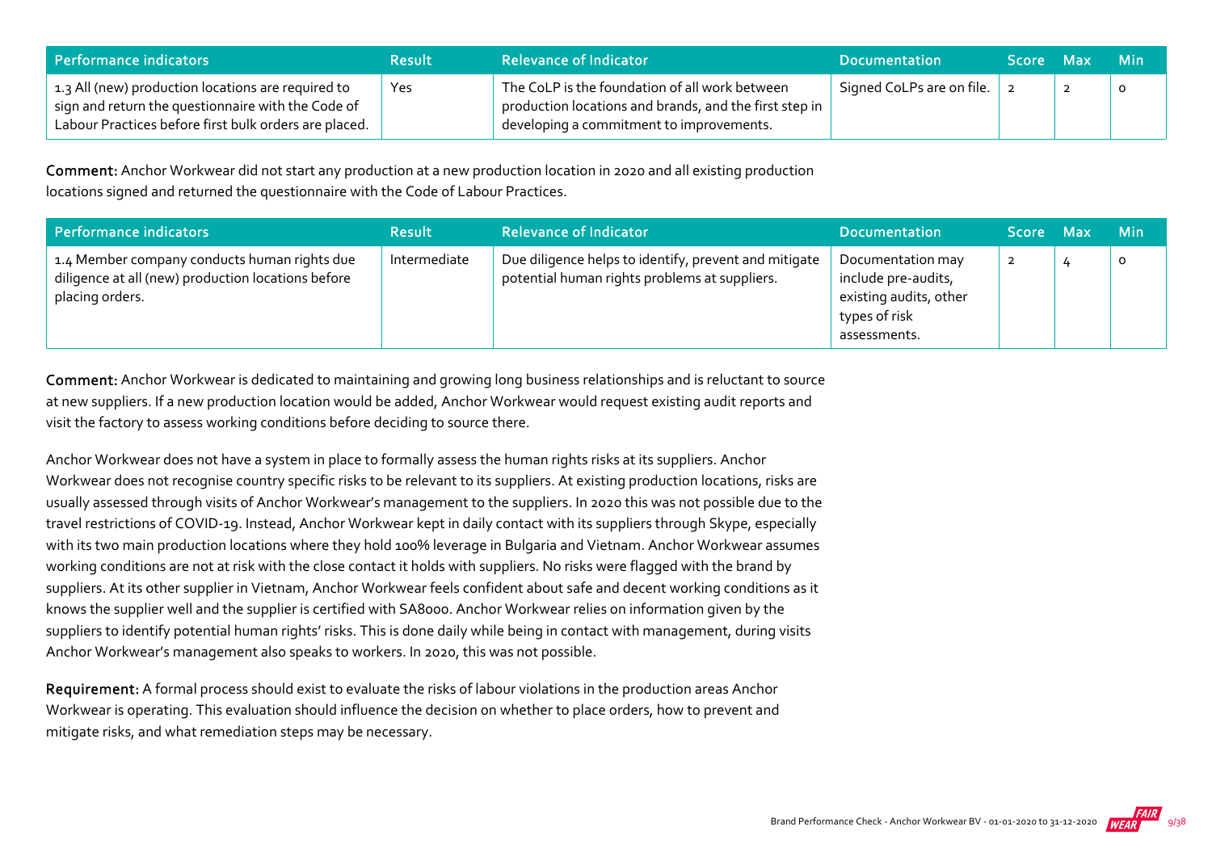| Performance indicators | Result | Relevance of Indicator | Documentation | Score | Max | Min |
| --- | --- | --- | --- | --- | --- | --- |
| 1.3 All (new) production locations are required to sign and return the questionnaire with the Code of Labour Practices before first bulk orders are placed. | Yes | The CoLP is the foundation of all work between production locations and brands, and the first step in developing a commitment to improvements. | Signed CoLPs are on file. | 2 | 2 | 0 |

**Comment:** Anchor Workwear did not start any production at a new production location in 2020 and all existing production locations signed and returned the questionnaire with the Code of Labour Practices.

| Performance indicators | Result | Relevance of Indicator | Documentation | Score | Max | Min |
| --- | --- | --- | --- | --- | --- | --- |
| 1.4 Member company conducts human rights due diligence at all (new) production locations before placing orders. | Intermediate | Due diligence helps to identify, prevent and mitigate potential human rights problems at suppliers. | Documentation may include pre-audits, existing audits, other types of risk assessments. | 2 | 4 | 0 |

**Comment:** Anchor Workwear is dedicated to maintaining and growing long business relationships and is reluctant to source at new suppliers. If a new production location would be added, Anchor Workwear would request existing audit reports and visit the factory to assess working conditions before deciding to source there.

Anchor Workwear does not have a system in place to formally assess the human rights risks at its suppliers. Anchor Workwear does not recognise country specific risks to be relevant to its suppliers. At existing production locations, risks are usually assessed through visits of Anchor Workwear's management to the suppliers. In 2020 this was not possible due to the travel restrictions of COVID-19. Instead, Anchor Workwear kept in daily contact with its suppliers through Skype, especially with its two main production locations where they hold 100% leverage in Bulgaria and Vietnam. Anchor Workwear assumes working conditions are not at risk with the close contact it holds with suppliers. No risks were flagged with the brand by suppliers. At its other supplier in Vietnam, Anchor Workwear feels confident about safe and decent working conditions as it knows the supplier well and the supplier is certified with SA8000. Anchor Workwear relies on information given by the suppliers to identify potential human rights' risks. This is done daily while being in contact with management, during visits Anchor Workwear's management also speaks to workers. In 2020, this was not possible.

**Requirement:** A formal process should exist to evaluate the risks of labour violations in the production areas Anchor Workwear is operating. This evaluation should influence the decision on whether to place orders, how to prevent and mitigate risks, and what remediation steps may be necessary.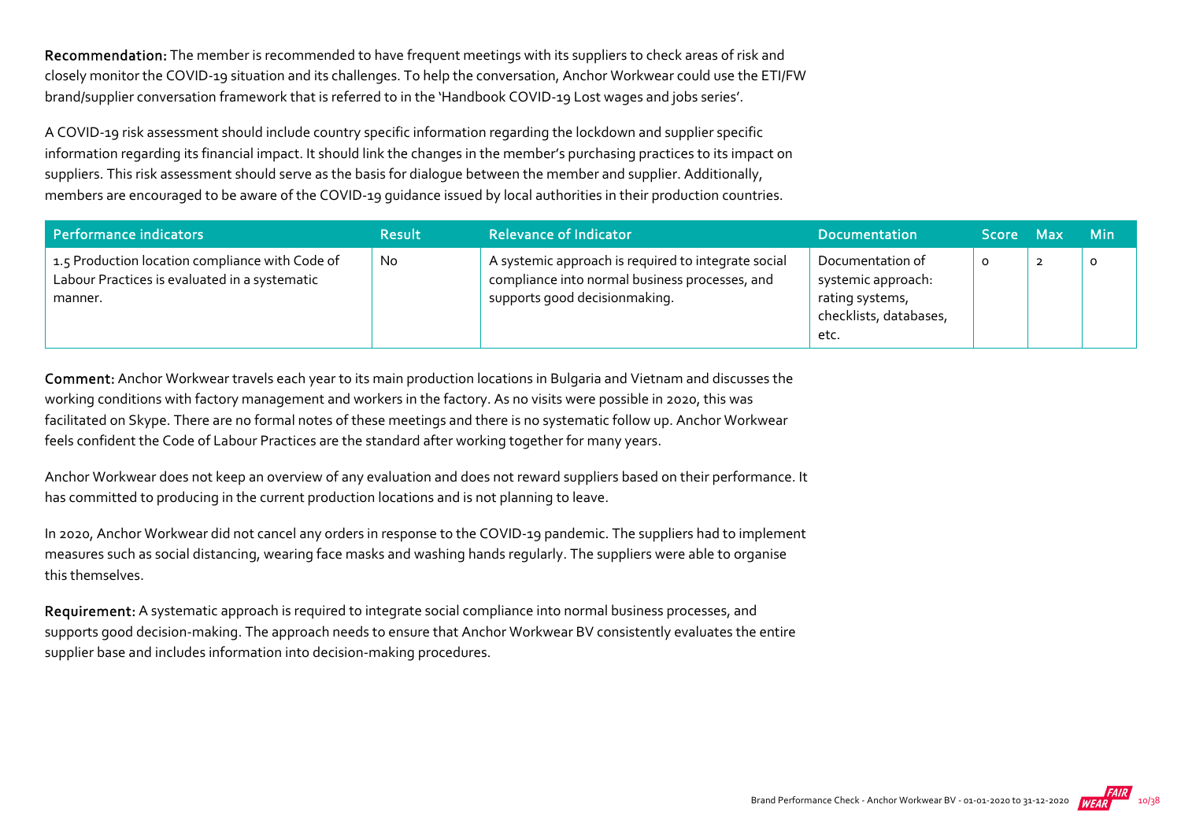**Recommendation:** The member is recommended to have frequent meetings with its suppliers to check areas of risk and closely monitor the COVID-19 situation and its challenges. To help the conversation, Anchor Workwear could use the ETI/FW brand/supplier conversation framework that is referred to in the 'Handbook COVID-19 Lost wages and jobs series'.

A COVID-19 risk assessment should include country specific information regarding the lockdown and supplier specific information regarding its financial impact. It should link the changes in the member's purchasing practices to its impact on suppliers. This risk assessment should serve as the basis for dialogue between the member and supplier. Additionally, members are encouraged to be aware of the COVID-19 guidance issued by local authorities in their production countries.

| Performance indicators | Result | Relevance of Indicator | Documentation | Score | Max | Min |
|---|---|---|---|---|---|---|
| 1.5 Production location compliance with Code of Labour Practices is evaluated in a systematic manner. | No | A systemic approach is required to integrate social compliance into normal business processes, and supports good decisionmaking. | Documentation of systemic approach: rating systems, checklists, databases, etc. | 0 | 2 | 0 |

**Comment:** Anchor Workwear travels each year to its main production locations in Bulgaria and Vietnam and discusses the working conditions with factory management and workers in the factory. As no visits were possible in 2020, this was facilitated on Skype. There are no formal notes of these meetings and there is no systematic follow up. Anchor Workwear feels confident the Code of Labour Practices are the standard after working together for many years.

Anchor Workwear does not keep an overview of any evaluation and does not reward suppliers based on their performance. It has committed to producing in the current production locations and is not planning to leave.

In 2020, Anchor Workwear did not cancel any orders in response to the COVID-19 pandemic. The suppliers had to implement measures such as social distancing, wearing face masks and washing hands regularly. The suppliers were able to organise this themselves.

**Requirement:** A systematic approach is required to integrate social compliance into normal business processes, and supports good decision-making. The approach needs to ensure that Anchor Workwear BV consistently evaluates the entire supplier base and includes information into decision-making procedures.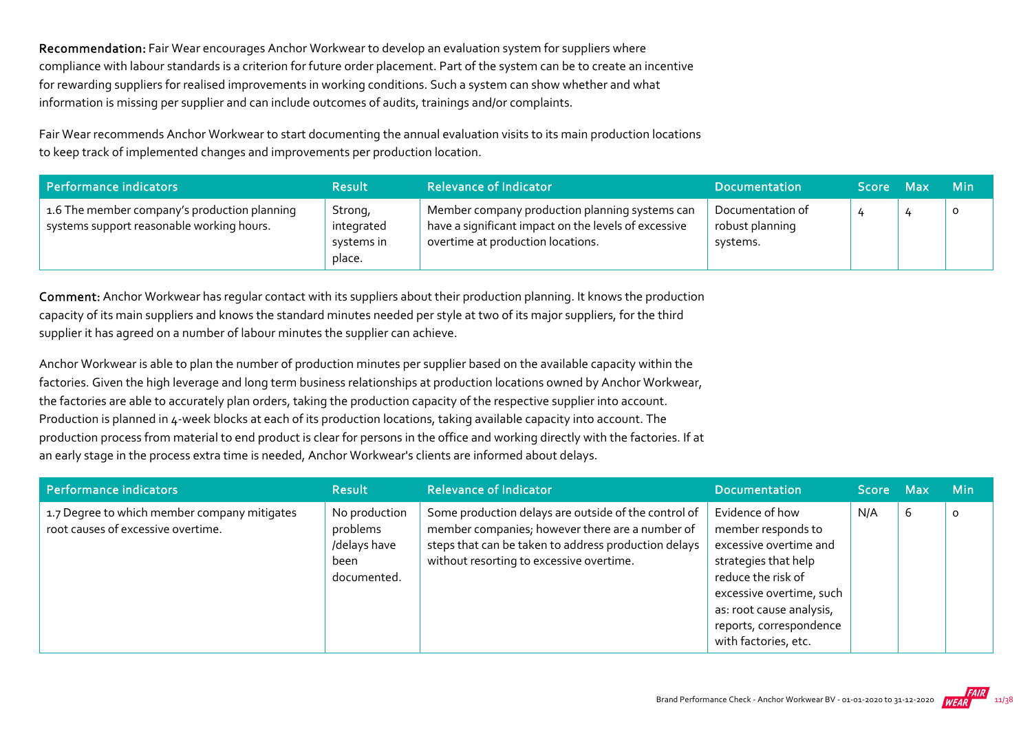**Recommendation:** Fair Wear encourages Anchor Workwear to develop an evaluation system for suppliers where compliance with labour standards is a criterion for future order placement. Part of the system can be to create an incentive for rewarding suppliers for realised improvements in working conditions. Such a system can show whether and what information is missing per supplier and can include outcomes of audits, trainings and/or complaints.

Fair Wear recommends Anchor Workwear to start documenting the annual evaluation visits to its main production locations to keep track of implemented changes and improvements per production location.

| Performance indicators | Result | Relevance of Indicator | Documentation | Score | Max | Min |
|---|---|---|---|---|---|---|
| 1.6 The member company's production planning systems support reasonable working hours. | Strong, integrated systems in place. | Member company production planning systems can have a significant impact on the levels of excessive overtime at production locations. | Documentation of robust planning systems. | 4 | 4 | 0 |

**Comment:** Anchor Workwear has regular contact with its suppliers about their production planning. It knows the production capacity of its main suppliers and knows the standard minutes needed per style at two of its major suppliers, for the third supplier it has agreed on a number of labour minutes the supplier can achieve.

Anchor Workwear is able to plan the number of production minutes per supplier based on the available capacity within the factories. Given the high leverage and long term business relationships at production locations owned by Anchor Workwear, the factories are able to accurately plan orders, taking the production capacity of the respective supplier into account. Production is planned in 4-week blocks at each of its production locations, taking available capacity into account. The production process from material to end product is clear for persons in the office and working directly with the factories. If at an early stage in the process extra time is needed, Anchor Workwear's clients are informed about delays.

| Performance indicators | Result | Relevance of Indicator | Documentation | Score | Max | Min |
|---|---|---|---|---|---|---|
| 1.7 Degree to which member company mitigates root causes of excessive overtime. | No production problems /delays have been documented. | Some production delays are outside of the control of member companies; however there are a number of steps that can be taken to address production delays without resorting to excessive overtime. | Evidence of how member responds to excessive overtime and strategies that help reduce the risk of excessive overtime, such as: root cause analysis, reports, correspondence with factories, etc. | N/A | 6 | 0 |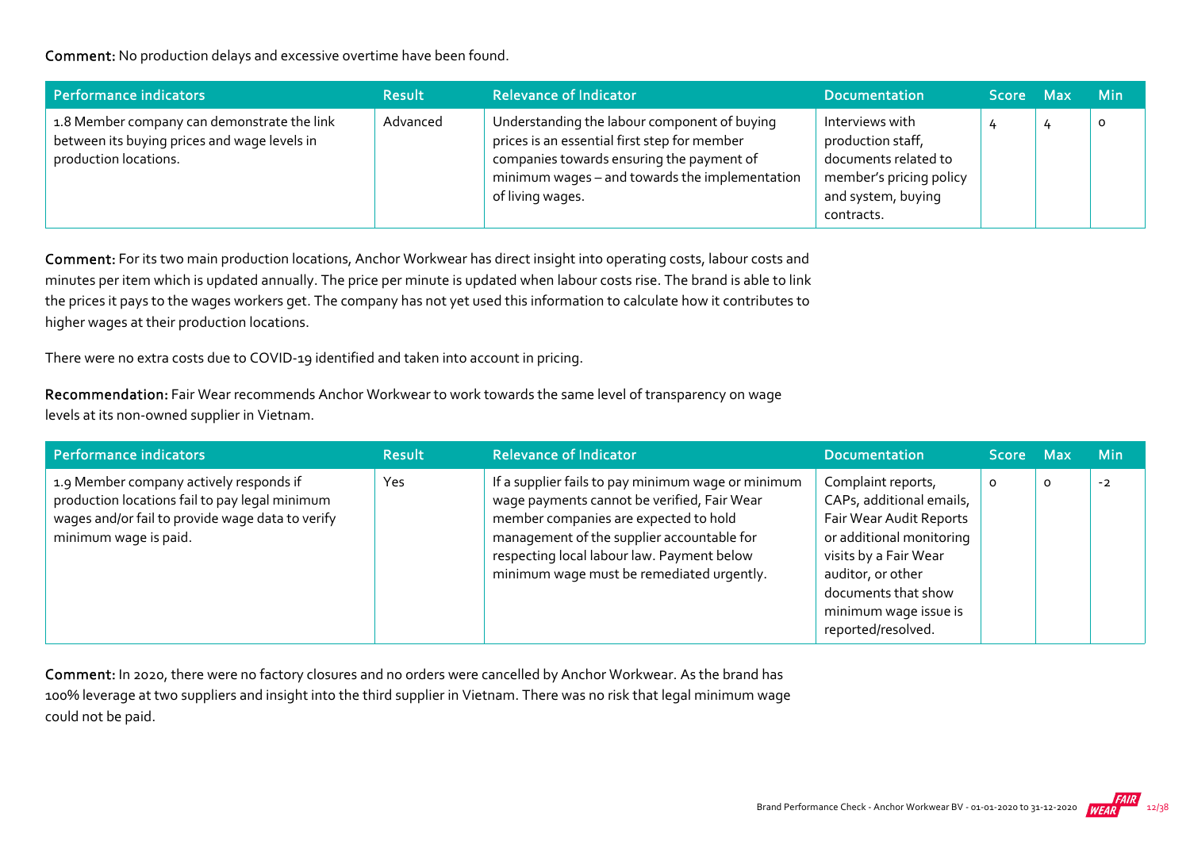**Comment:** No production delays and excessive overtime have been found.

| Performance indicators | Result | Relevance of Indicator | Documentation | Score | Max | Min |
|---|---|---|---|---|---|---|
| 1.8 Member company can demonstrate the link between its buying prices and wage levels in production locations. | Advanced | Understanding the labour component of buying prices is an essential first step for member companies towards ensuring the payment of minimum wages – and towards the implementation of living wages. | Interviews with production staff, documents related to member's pricing policy and system, buying contracts. | 4 | 4 | 0 |

**Comment:** For its two main production locations, Anchor Workwear has direct insight into operating costs, labour costs and minutes per item which is updated annually. The price per minute is updated when labour costs rise. The brand is able to link the prices it pays to the wages workers get. The company has not yet used this information to calculate how it contributes to higher wages at their production locations.

There were no extra costs due to COVID-19 identified and taken into account in pricing.

**Recommendation:** Fair Wear recommends Anchor Workwear to work towards the same level of transparency on wage levels at its non-owned supplier in Vietnam.

| Performance indicators | Result | Relevance of Indicator | Documentation | Score | Max | Min |
|---|---|---|---|---|---|---|
| 1.9 Member company actively responds if production locations fail to pay legal minimum wages and/or fail to provide wage data to verify minimum wage is paid. | Yes | If a supplier fails to pay minimum wage or minimum wage payments cannot be verified, Fair Wear member companies are expected to hold management of the supplier accountable for respecting local labour law. Payment below minimum wage must be remediated urgently. | Complaint reports, CAPs, additional emails, Fair Wear Audit Reports or additional monitoring visits by a Fair Wear auditor, or other documents that show minimum wage issue is reported/resolved. | 0 | 0 | -2 |

**Comment:** In 2020, there were no factory closures and no orders were cancelled by Anchor Workwear. As the brand has 100% leverage at two suppliers and insight into the third supplier in Vietnam. There was no risk that legal minimum wage could not be paid.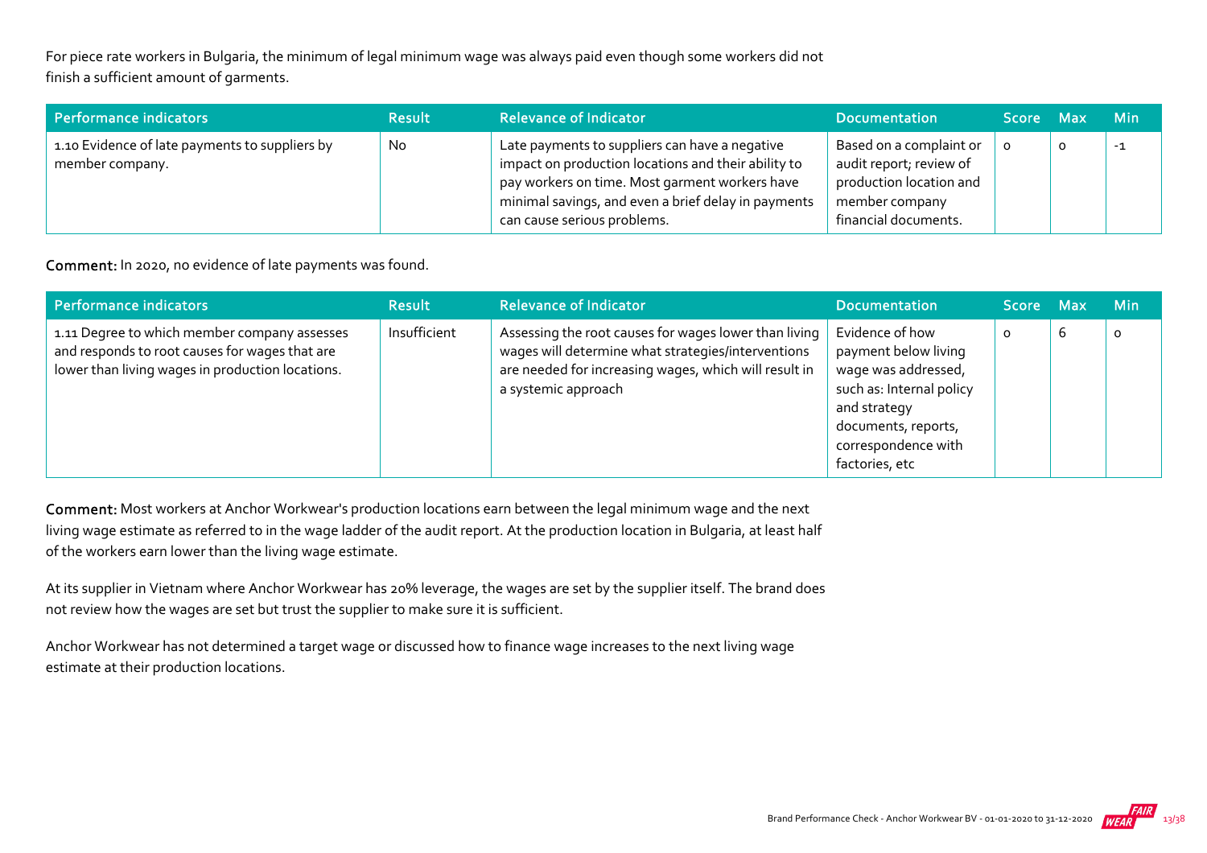For piece rate workers in Bulgaria, the minimum of legal minimum wage was always paid even though some workers did not finish a sufficient amount of garments.

| Performance indicators | Result | Relevance of Indicator | Documentation | Score | Max | Min |
|---|---|---|---|---|---|---|
| 1.10 Evidence of late payments to suppliers by member company. | No | Late payments to suppliers can have a negative impact on production locations and their ability to pay workers on time. Most garment workers have minimal savings, and even a brief delay in payments can cause serious problems. | Based on a complaint or audit report; review of production location and member company financial documents. | 0 | 0 | -1 |

**Comment:** In 2020, no evidence of late payments was found.

| Performance indicators | Result | Relevance of Indicator | Documentation | Score | Max | Min |
|---|---|---|---|---|---|---|
| 1.11 Degree to which member company assesses and responds to root causes for wages that are lower than living wages in production locations. | Insufficient | Assessing the root causes for wages lower than living wages will determine what strategies/interventions are needed for increasing wages, which will result in a systemic approach | Evidence of how payment below living wage was addressed, such as: Internal policy and strategy documents, reports, correspondence with factories, etc | 0 | 6 | 0 |

**Comment:** Most workers at Anchor Workwear's production locations earn between the legal minimum wage and the next living wage estimate as referred to in the wage ladder of the audit report. At the production location in Bulgaria, at least half of the workers earn lower than the living wage estimate.

At its supplier in Vietnam where Anchor Workwear has 20% leverage, the wages are set by the supplier itself. The brand does not review how the wages are set but trust the supplier to make sure it is sufficient.

Anchor Workwear has not determined a target wage or discussed how to finance wage increases to the next living wage estimate at their production locations.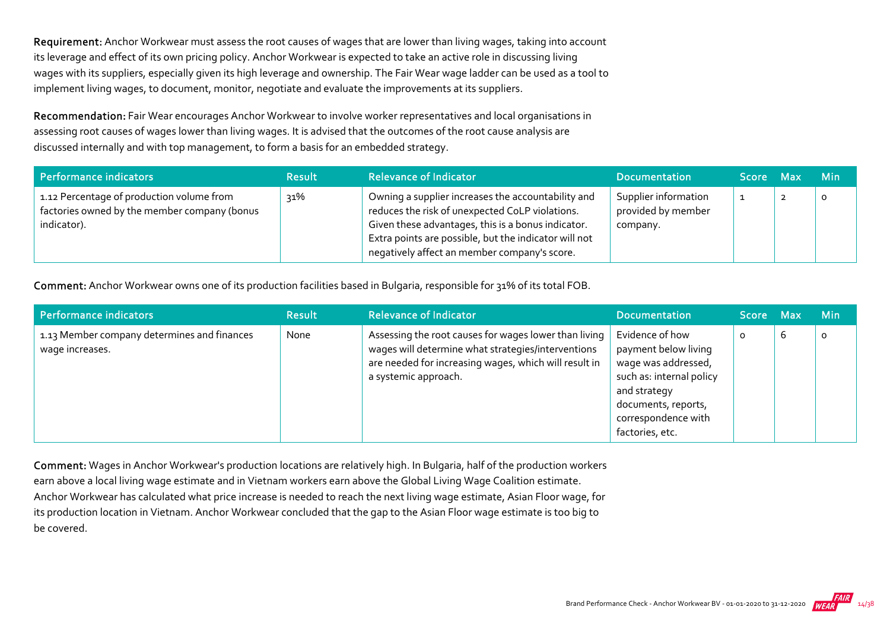**Requirement:** Anchor Workwear must assess the root causes of wages that are lower than living wages, taking into account its leverage and effect of its own pricing policy. Anchor Workwear is expected to take an active role in discussing living wages with its suppliers, especially given its high leverage and ownership. The Fair Wear wage ladder can be used as a tool to implement living wages, to document, monitor, negotiate and evaluate the improvements at its suppliers.

**Recommendation:** Fair Wear encourages Anchor Workwear to involve worker representatives and local organisations in assessing root causes of wages lower than living wages. It is advised that the outcomes of the root cause analysis are discussed internally and with top management, to form a basis for an embedded strategy.

| Performance indicators | Result | Relevance of Indicator | Documentation | Score | Max | Min |
|---|---|---|---|---|---|---|
| 1.12 Percentage of production volume from factories owned by the member company (bonus indicator). | 31% | Owning a supplier increases the accountability and reduces the risk of unexpected CoLP violations. Given these advantages, this is a bonus indicator. Extra points are possible, but the indicator will not negatively affect an member company's score. | Supplier information provided by member company. | 1 | 2 | 0 |

**Comment:** Anchor Workwear owns one of its production facilities based in Bulgaria, responsible for 31% of its total FOB.

| Performance indicators | Result | Relevance of Indicator | Documentation | Score | Max | Min |
|---|---|---|---|---|---|---|
| 1.13 Member company determines and finances wage increases. | None | Assessing the root causes for wages lower than living wages will determine what strategies/interventions are needed for increasing wages, which will result in a systemic approach. | Evidence of how payment below living wage was addressed, such as: internal policy and strategy documents, reports, correspondence with factories, etc. | 0 | 6 | 0 |

**Comment:** Wages in Anchor Workwear's production locations are relatively high. In Bulgaria, half of the production workers earn above a local living wage estimate and in Vietnam workers earn above the Global Living Wage Coalition estimate. Anchor Workwear has calculated what price increase is needed to reach the next living wage estimate, Asian Floor wage, for its production location in Vietnam. Anchor Workwear concluded that the gap to the Asian Floor wage estimate is too big to be covered.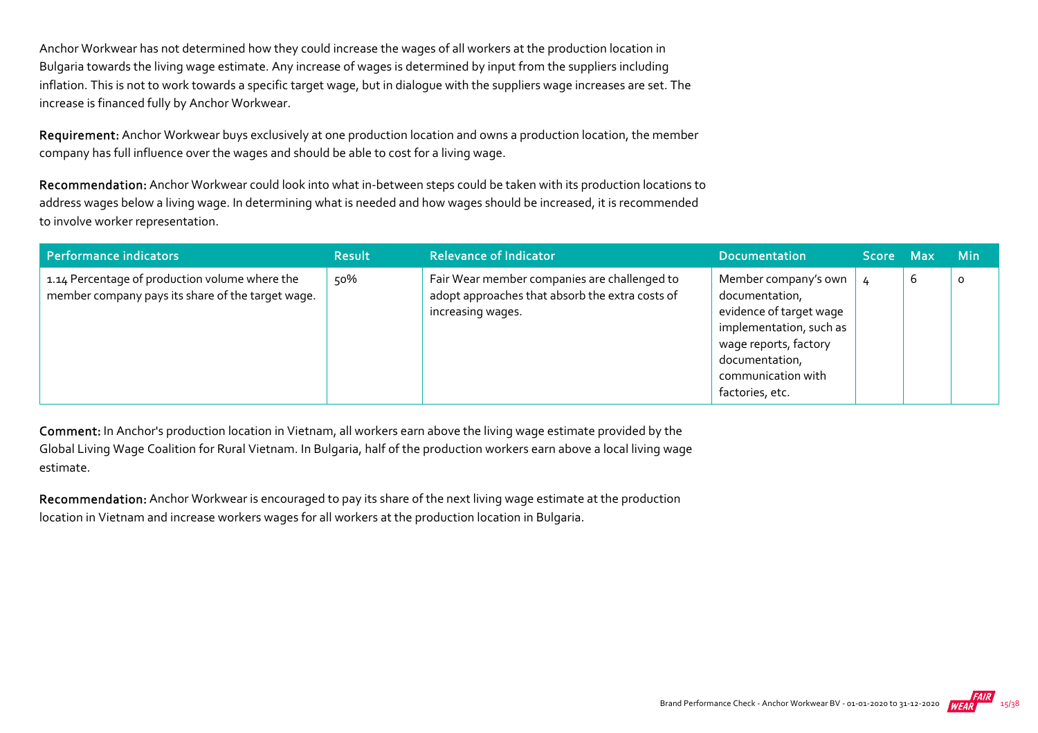Anchor Workwear has not determined how they could increase the wages of all workers at the production location in Bulgaria towards the living wage estimate. Any increase of wages is determined by input from the suppliers including inflation. This is not to work towards a specific target wage, but in dialogue with the suppliers wage increases are set. The increase is financed fully by Anchor Workwear.

**Requirement:** Anchor Workwear buys exclusively at one production location and owns a production location, the member company has full influence over the wages and should be able to cost for a living wage.

**Recommendation:** Anchor Workwear could look into what in-between steps could be taken with its production locations to address wages below a living wage. In determining what is needed and how wages should be increased, it is recommended to involve worker representation.

| Performance indicators | Result | Relevance of Indicator | Documentation | Score | Max | Min |
|---|---|---|---|---|---|---|
| 1.14 Percentage of production volume where the member company pays its share of the target wage. | 50% | Fair Wear member companies are challenged to adopt approaches that absorb the extra costs of increasing wages. | Member company's own documentation, evidence of target wage implementation, such as wage reports, factory documentation, communication with factories, etc. | 4 | 6 | 0 |

**Comment:** In Anchor's production location in Vietnam, all workers earn above the living wage estimate provided by the Global Living Wage Coalition for Rural Vietnam. In Bulgaria, half of the production workers earn above a local living wage estimate.

**Recommendation:** Anchor Workwear is encouraged to pay its share of the next living wage estimate at the production location in Vietnam and increase workers wages for all workers at the production location in Bulgaria.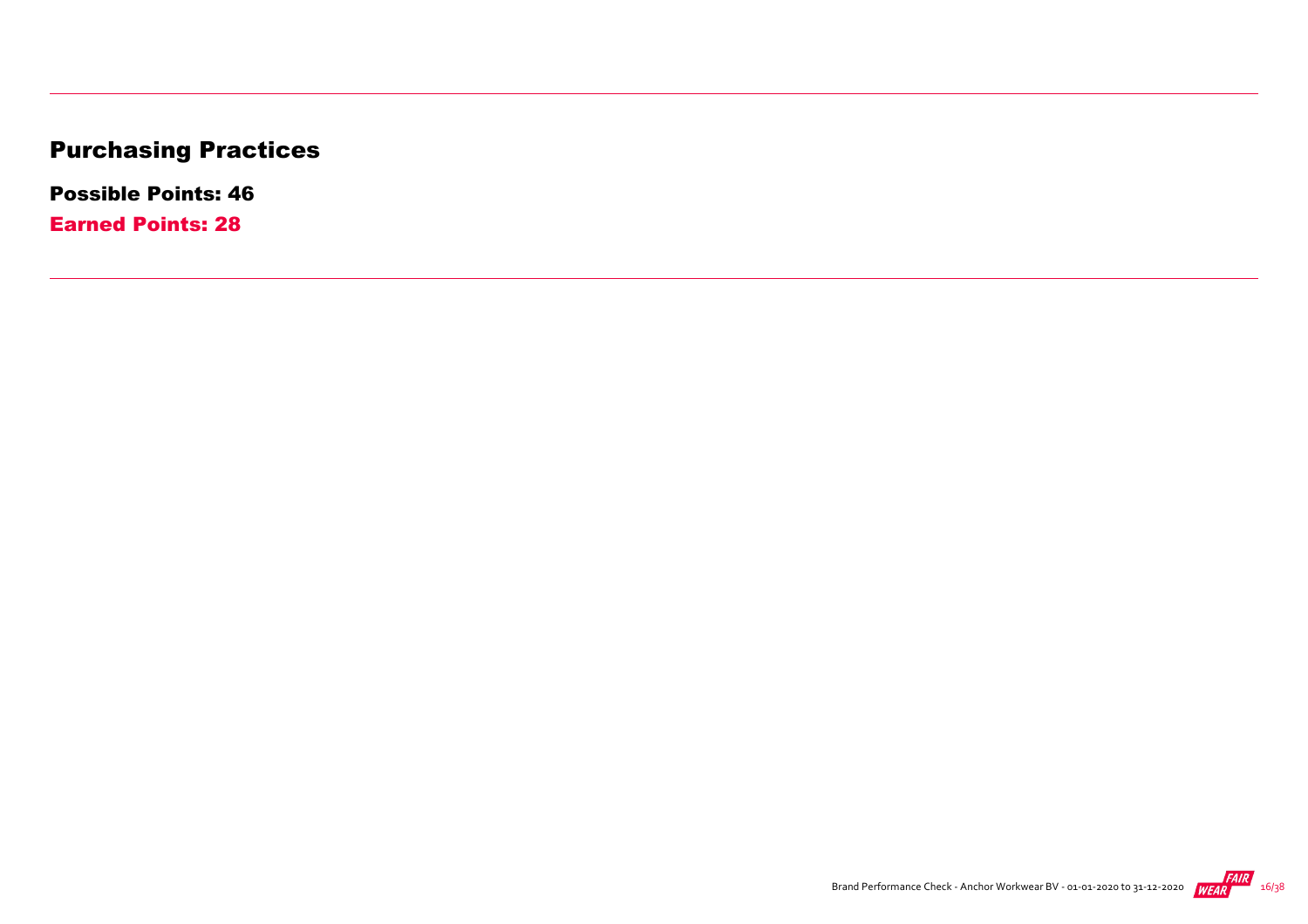# Purchasing Practices

**Possible Points: 46**

**Earned Points: 28**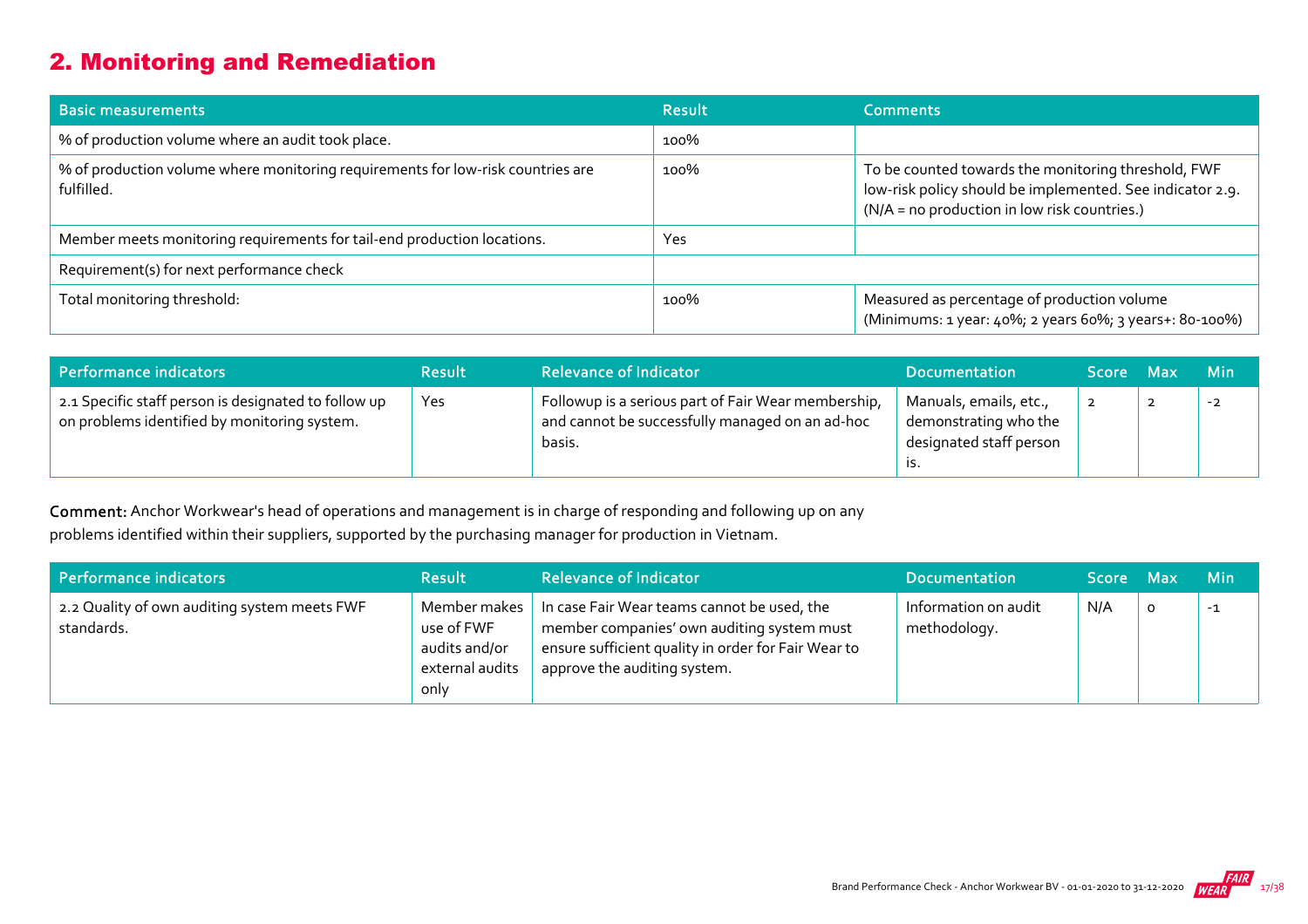## 2. Monitoring and Remediation

| Basic measurements | Result | Comments |
|---|---|---|
| % of production volume where an audit took place. | 100% | |
| % of production volume where monitoring requirements for low-risk countries are fulfilled. | 100% | To be counted towards the monitoring threshold, FWF low-risk policy should be implemented. See indicator 2.9. (N/A = no production in low risk countries.) |
| Member meets monitoring requirements for tail-end production locations. | Yes | |
| Requirement(s) for next performance check | | |
| Total monitoring threshold: | 100% | Measured as percentage of production volume (Minimums: 1 year: 40%; 2 years 60%; 3 years+: 80-100%) |

| Performance indicators | Result | Relevance of Indicator | Documentation | Score | Max | Min |
|---|---|---|---|---|---|---|
| 2.1 Specific staff person is designated to follow up on problems identified by monitoring system. | Yes | Followup is a serious part of Fair Wear membership, and cannot be successfully managed on an ad-hoc basis. | Manuals, emails, etc., demonstrating who the designated staff person is. | 2 | 2 | -2 |

**Comment:** Anchor Workwear's head of operations and management is in charge of responding and following up on any problems identified within their suppliers, supported by the purchasing manager for production in Vietnam.

| Performance indicators | Result | Relevance of Indicator | Documentation | Score | Max | Min |
|---|---|---|---|---|---|---|
| 2.2 Quality of own auditing system meets FWF standards. | Member makes use of FWF audits and/or external audits only | In case Fair Wear teams cannot be used, the member companies' own auditing system must ensure sufficient quality in order for Fair Wear to approve the auditing system. | Information on audit methodology. | N/A | 0 | -1 |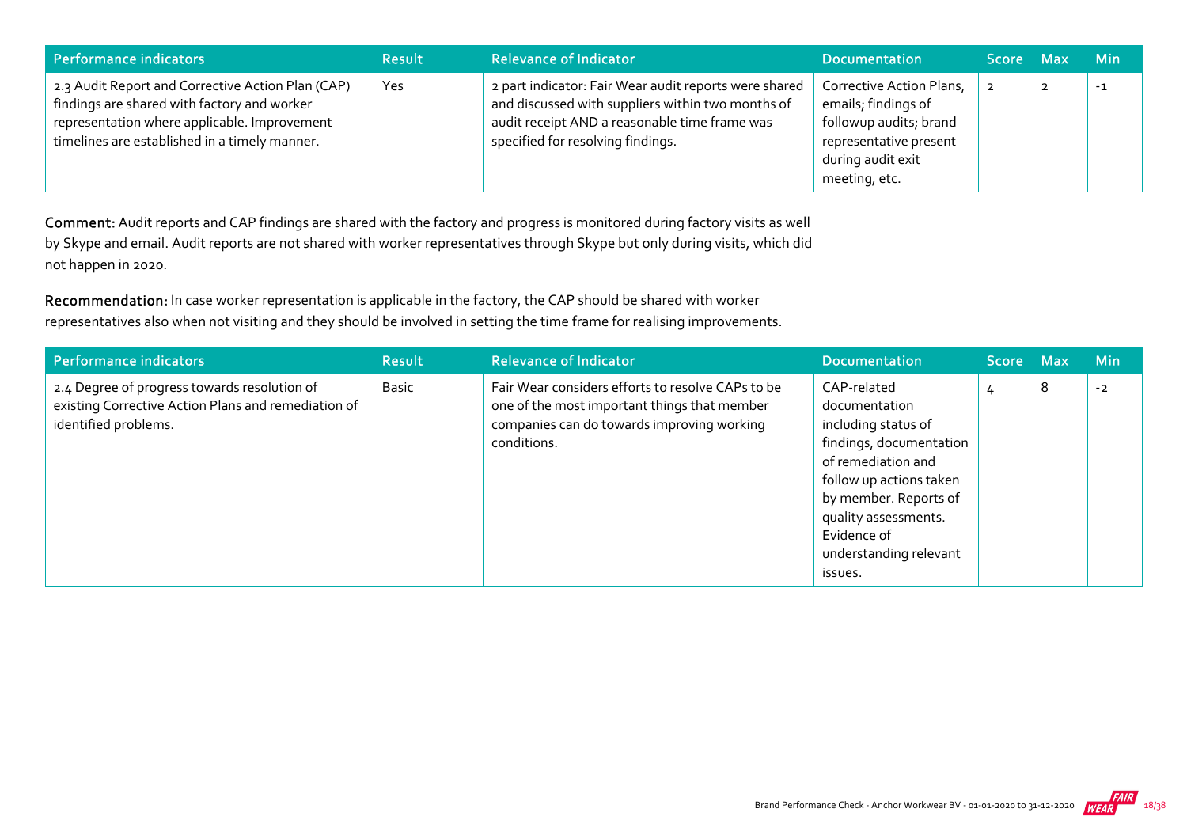| Performance indicators | Result | Relevance of Indicator | Documentation | Score | Max | Min |
|---|---|---|---|---|---|---|
| 2.3 Audit Report and Corrective Action Plan (CAP) findings are shared with factory and worker representation where applicable. Improvement timelines are established in a timely manner. | Yes | 2 part indicator: Fair Wear audit reports were shared and discussed with suppliers within two months of audit receipt AND a reasonable time frame was specified for resolving findings. | Corrective Action Plans, emails; findings of followup audits; brand representative present during audit exit meeting, etc. | 2 | 2 | -1 |

**Comment:** Audit reports and CAP findings are shared with the factory and progress is monitored during factory visits as well by Skype and email. Audit reports are not shared with worker representatives through Skype but only during visits, which did not happen in 2020.

**Recommendation:** In case worker representation is applicable in the factory, the CAP should be shared with worker representatives also when not visiting and they should be involved in setting the time frame for realising improvements.

| Performance indicators | Result | Relevance of Indicator | Documentation | Score | Max | Min |
|---|---|---|---|---|---|---|
| 2.4 Degree of progress towards resolution of existing Corrective Action Plans and remediation of identified problems. | Basic | Fair Wear considers efforts to resolve CAPs to be one of the most important things that member companies can do towards improving working conditions. | CAP-related documentation including status of findings, documentation of remediation and follow up actions taken by member. Reports of quality assessments. Evidence of understanding relevant issues. | 4 | 8 | -2 |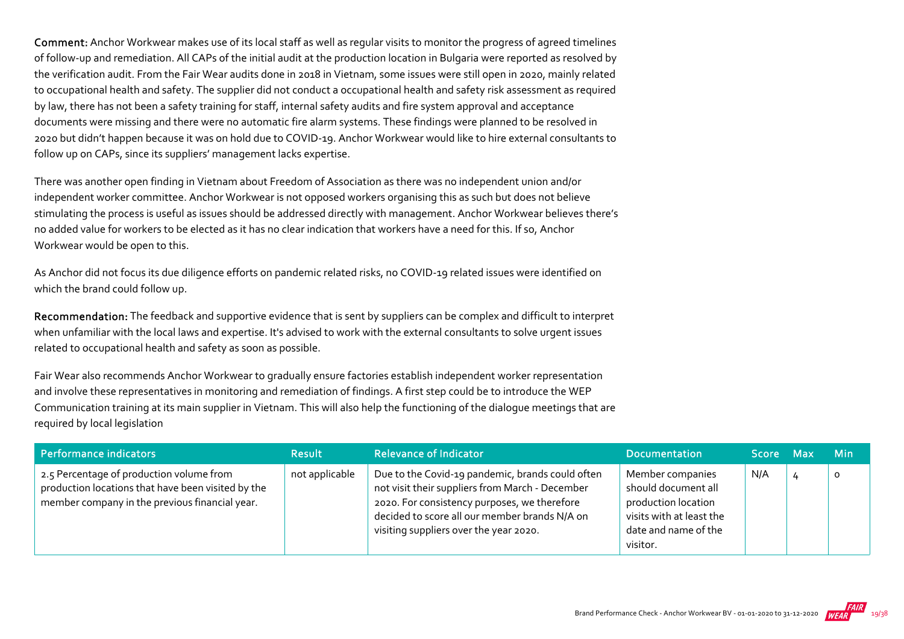**Comment:** Anchor Workwear makes use of its local staff as well as regular visits to monitor the progress of agreed timelines of follow-up and remediation. All CAPs of the initial audit at the production location in Bulgaria were reported as resolved by the verification audit. From the Fair Wear audits done in 2018 in Vietnam, some issues were still open in 2020, mainly related to occupational health and safety. The supplier did not conduct a occupational health and safety risk assessment as required by law, there has not been a safety training for staff, internal safety audits and fire system approval and acceptance documents were missing and there were no automatic fire alarm systems. These findings were planned to be resolved in 2020 but didn't happen because it was on hold due to COVID-19. Anchor Workwear would like to hire external consultants to follow up on CAPs, since its suppliers' management lacks expertise.

There was another open finding in Vietnam about Freedom of Association as there was no independent union and/or independent worker committee. Anchor Workwear is not opposed workers organising this as such but does not believe stimulating the process is useful as issues should be addressed directly with management. Anchor Workwear believes there's no added value for workers to be elected as it has no clear indication that workers have a need for this. If so, Anchor Workwear would be open to this.

As Anchor did not focus its due diligence efforts on pandemic related risks, no COVID-19 related issues were identified on which the brand could follow up.

**Recommendation:** The feedback and supportive evidence that is sent by suppliers can be complex and difficult to interpret when unfamiliar with the local laws and expertise. It's advised to work with the external consultants to solve urgent issues related to occupational health and safety as soon as possible.

Fair Wear also recommends Anchor Workwear to gradually ensure factories establish independent worker representation and involve these representatives in monitoring and remediation of findings. A first step could be to introduce the WEP Communication training at its main supplier in Vietnam. This will also help the functioning of the dialogue meetings that are required by local legislation

| Performance indicators | Result | Relevance of Indicator | Documentation | Score | Max | Min |
|---|---|---|---|---|---|---|
| 2.5 Percentage of production volume from production locations that have been visited by the member company in the previous financial year. | not applicable | Due to the Covid-19 pandemic, brands could often not visit their suppliers from March - December 2020. For consistency purposes, we therefore decided to score all our member brands N/A on visiting suppliers over the year 2020. | Member companies should document all production location visits with at least the date and name of the visitor. | N/A | 4 | 0 |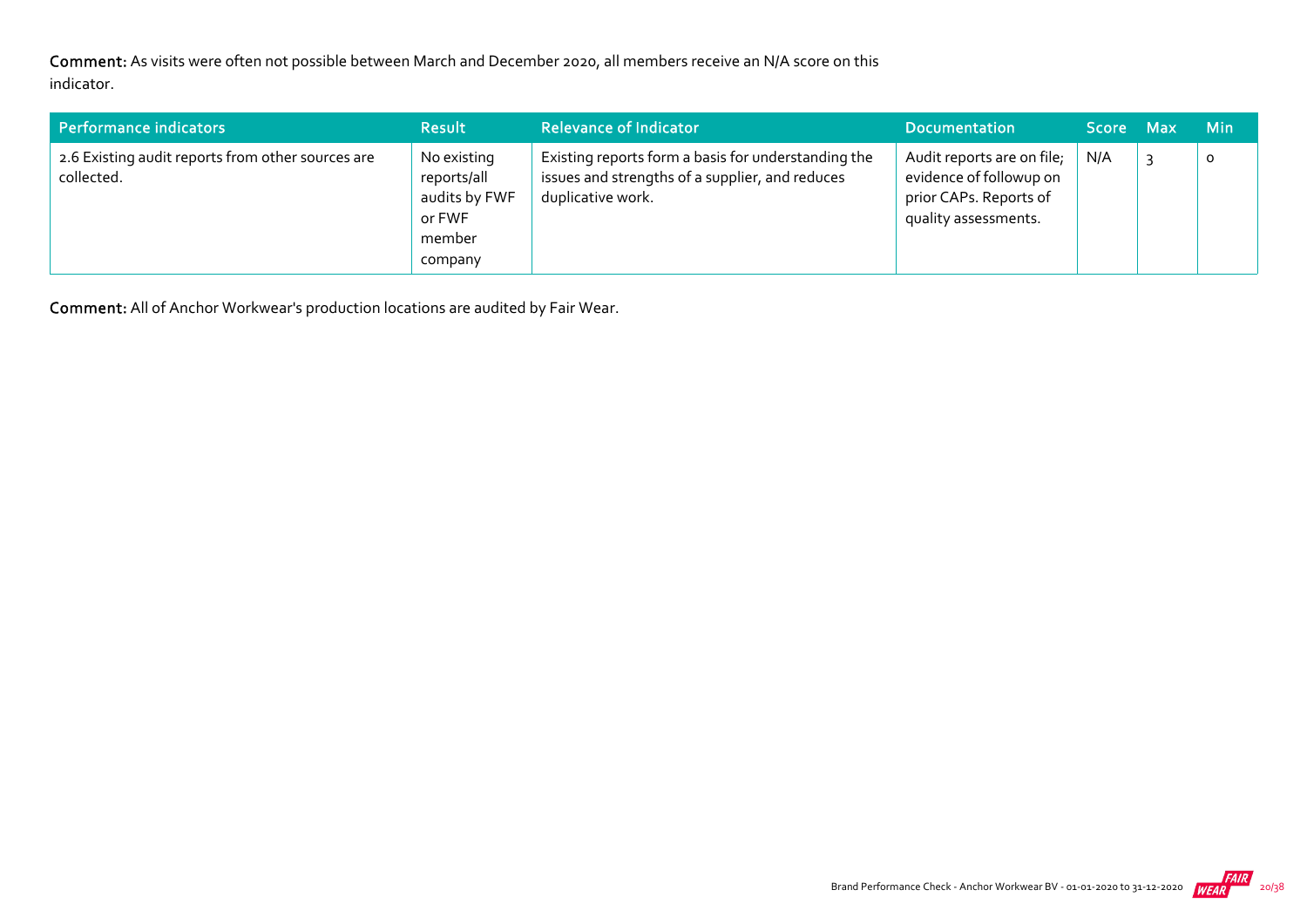**Comment:** As visits were often not possible between March and December 2020, all members receive an N/A score on this indicator.

| Performance indicators | Result | Relevance of Indicator | Documentation | Score | Max | Min |
|---|---|---|---|---|---|---|
| 2.6 Existing audit reports from other sources are collected. | No existing reports/all audits by FWF or FWF member company | Existing reports form a basis for understanding the issues and strengths of a supplier, and reduces duplicative work. | Audit reports are on file; evidence of followup on prior CAPs. Reports of quality assessments. | N/A | 3 | 0 |

**Comment:** All of Anchor Workwear's production locations are audited by Fair Wear.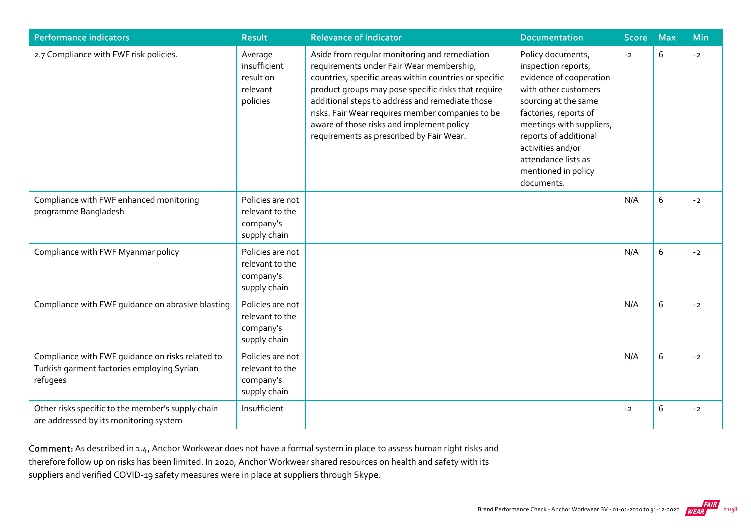| Performance indicators | Result | Relevance of Indicator | Documentation | Score | Max | Min |
|---|---|---|---|---|---|---|
| 2.7 Compliance with FWF risk policies. | Average insufficient result on relevant policies | Aside from regular monitoring and remediation requirements under Fair Wear membership, countries, specific areas within countries or specific product groups may pose specific risks that require additional steps to address and remediate those risks. Fair Wear requires member companies to be aware of those risks and implement policy requirements as prescribed by Fair Wear. | Policy documents, inspection reports, evidence of cooperation with other customers sourcing at the same factories, reports of meetings with suppliers, reports of additional activities and/or attendance lists as mentioned in policy documents. | -2 | 6 | -2 |
| Compliance with FWF enhanced monitoring programme Bangladesh | Policies are not relevant to the company's supply chain | | | N/A | 6 | -2 |
| Compliance with FWF Myanmar policy | Policies are not relevant to the company's supply chain | | | N/A | 6 | -2 |
| Compliance with FWF guidance on abrasive blasting | Policies are not relevant to the company's supply chain | | | N/A | 6 | -2 |
| Compliance with FWF guidance on risks related to Turkish garment factories employing Syrian refugees | Policies are not relevant to the company's supply chain | | | N/A | 6 | -2 |
| Other risks specific to the member's supply chain are addressed by its monitoring system | Insufficient | | | -2 | 6 | -2 |

**Comment:** As described in 1.4, Anchor Workwear does not have a formal system in place to assess human right risks and therefore follow up on risks has been limited. In 2020, Anchor Workwear shared resources on health and safety with its suppliers and verified COVID-19 safety measures were in place at suppliers through Skype.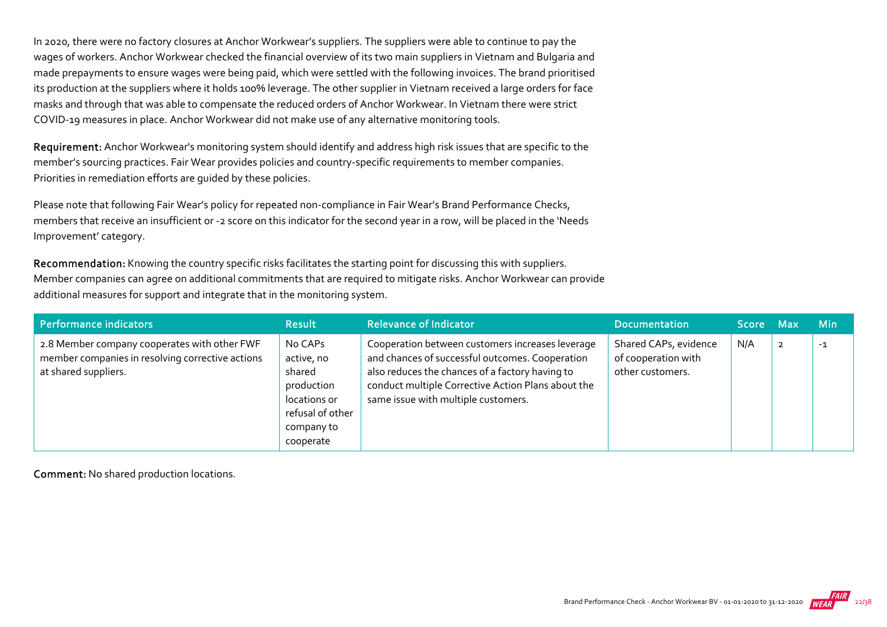In 2020, there were no factory closures at Anchor Workwear's suppliers. The suppliers were able to continue to pay the wages of workers. Anchor Workwear checked the financial overview of its two main suppliers in Vietnam and Bulgaria and made prepayments to ensure wages were being paid, which were settled with the following invoices. The brand prioritised its production at the suppliers where it holds 100% leverage. The other supplier in Vietnam received a large orders for face masks and through that was able to compensate the reduced orders of Anchor Workwear. In Vietnam there were strict COVID-19 measures in place. Anchor Workwear did not make use of any alternative monitoring tools.

**Requirement:** Anchor Workwear's monitoring system should identify and address high risk issues that are specific to the member's sourcing practices. Fair Wear provides policies and country-specific requirements to member companies. Priorities in remediation efforts are guided by these policies.

Please note that following Fair Wear's policy for repeated non-compliance in Fair Wear's Brand Performance Checks, members that receive an insufficient or -2 score on this indicator for the second year in a row, will be placed in the 'Needs Improvement' category.

**Recommendation:** Knowing the country specific risks facilitates the starting point for discussing this with suppliers. Member companies can agree on additional commitments that are required to mitigate risks. Anchor Workwear can provide additional measures for support and integrate that in the monitoring system.

| Performance indicators | Result | Relevance of Indicator | Documentation | Score | Max | Min |
|---|---|---|---|---|---|---|
| 2.8 Member company cooperates with other FWF member companies in resolving corrective actions at shared suppliers. | No CAPs active, no shared production locations or refusal of other company to cooperate | Cooperation between customers increases leverage and chances of successful outcomes. Cooperation also reduces the chances of a factory having to conduct multiple Corrective Action Plans about the same issue with multiple customers. | Shared CAPs, evidence of cooperation with other customers. | N/A | 2 | -1 |

**Comment:** No shared production locations.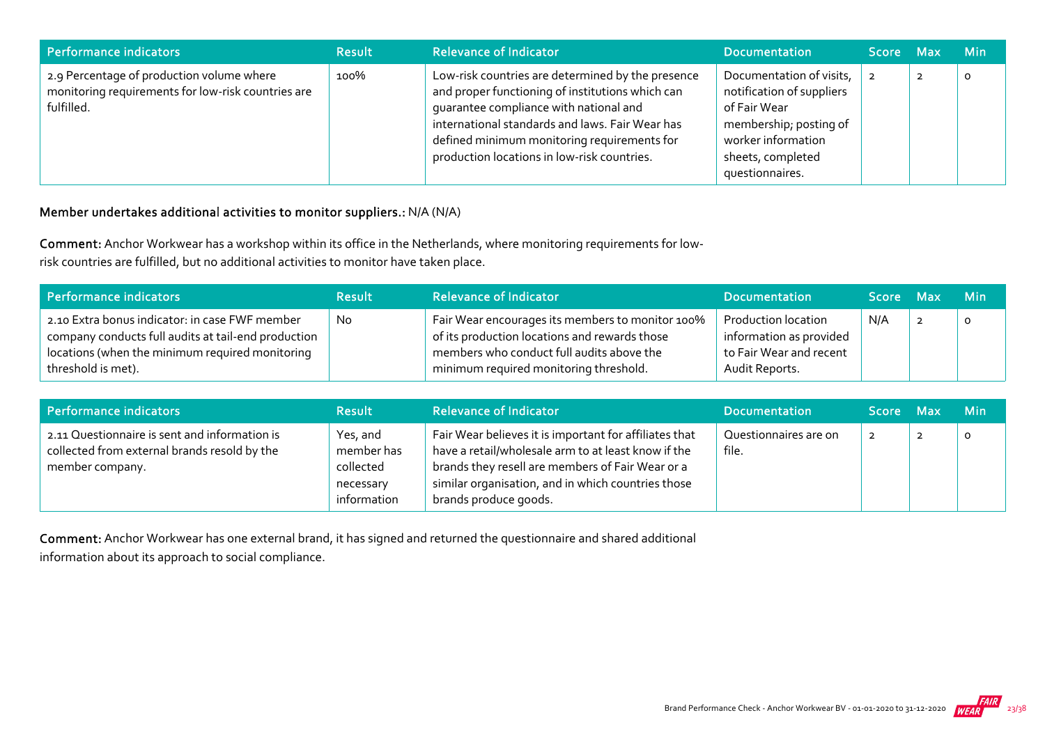| Performance indicators | Result | Relevance of Indicator | Documentation | Score | Max | Min |
|---|---|---|---|---|---|---|
| 2.9 Percentage of production volume where monitoring requirements for low-risk countries are fulfilled. | 100% | Low-risk countries are determined by the presence and proper functioning of institutions which can guarantee compliance with national and international standards and laws. Fair Wear has defined minimum monitoring requirements for production locations in low-risk countries. | Documentation of visits, notification of suppliers of Fair Wear membership; posting of worker information sheets, completed questionnaires. | 2 | 2 | 0 |

**Member undertakes additional activities to monitor suppliers.:** N/A (N/A)

**Comment:** Anchor Workwear has a workshop within its office in the Netherlands, where monitoring requirements for low-risk countries are fulfilled, but no additional activities to monitor have taken place.

| Performance indicators | Result | Relevance of Indicator | Documentation | Score | Max | Min |
|---|---|---|---|---|---|---|
| 2.10 Extra bonus indicator: in case FWF member company conducts full audits at tail-end production locations (when the minimum required monitoring threshold is met). | No | Fair Wear encourages its members to monitor 100% of its production locations and rewards those members who conduct full audits above the minimum required monitoring threshold. | Production location information as provided to Fair Wear and recent Audit Reports. | N/A | 2 | 0 |

| Performance indicators | Result | Relevance of Indicator | Documentation | Score | Max | Min |
|---|---|---|---|---|---|---|
| 2.11 Questionnaire is sent and information is collected from external brands resold by the member company. | Yes, and member has collected necessary information | Fair Wear believes it is important for affiliates that have a retail/wholesale arm to at least know if the brands they resell are members of Fair Wear or a similar organisation, and in which countries those brands produce goods. | Questionnaires are on file. | 2 | 2 | 0 |

**Comment:** Anchor Workwear has one external brand, it has signed and returned the questionnaire and shared additional information about its approach to social compliance.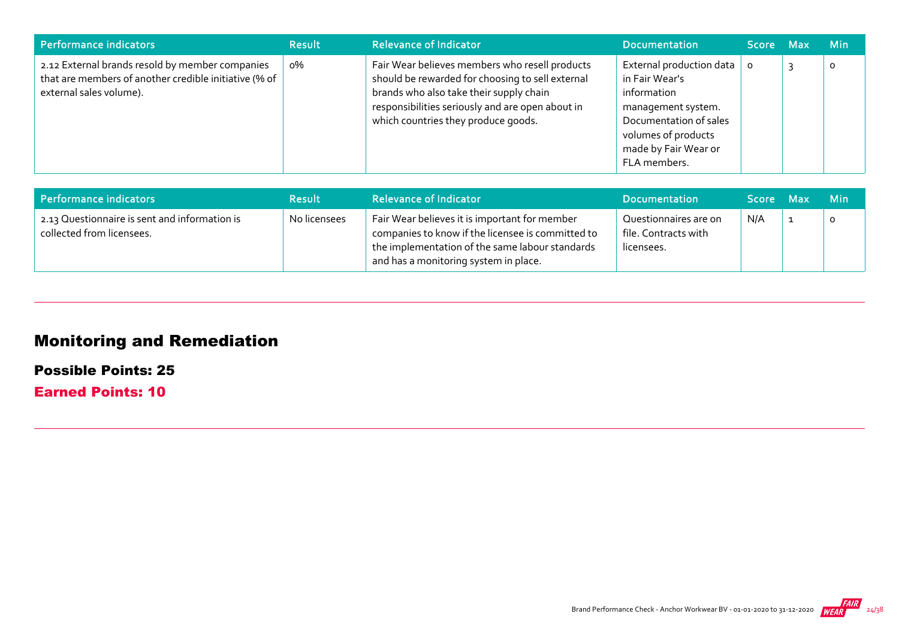| Performance indicators | Result | Relevance of Indicator | Documentation | Score | Max | Min |
|---|---|---|---|---|---|---|
| 2.12 External brands resold by member companies that are members of another credible initiative (% of external sales volume). | 0% | Fair Wear believes members who resell products should be rewarded for choosing to sell external brands who also take their supply chain responsibilities seriously and are open about in which countries they produce goods. | External production data in Fair Wear's information management system. Documentation of sales volumes of products made by Fair Wear or FLA members. | 0 | 3 | 0 |

| Performance indicators | Result | Relevance of Indicator | Documentation | Score | Max | Min |
|---|---|---|---|---|---|---|
| 2.13 Questionnaire is sent and information is collected from licensees. | No licensees | Fair Wear believes it is important for member companies to know if the licensee is committed to the implementation of the same labour standards and has a monitoring system in place. | Questionnaires are on file. Contracts with licensees. | N/A | 1 | 0 |

## Monitoring and Remediation

### Possible Points: 25

### Earned Points: 10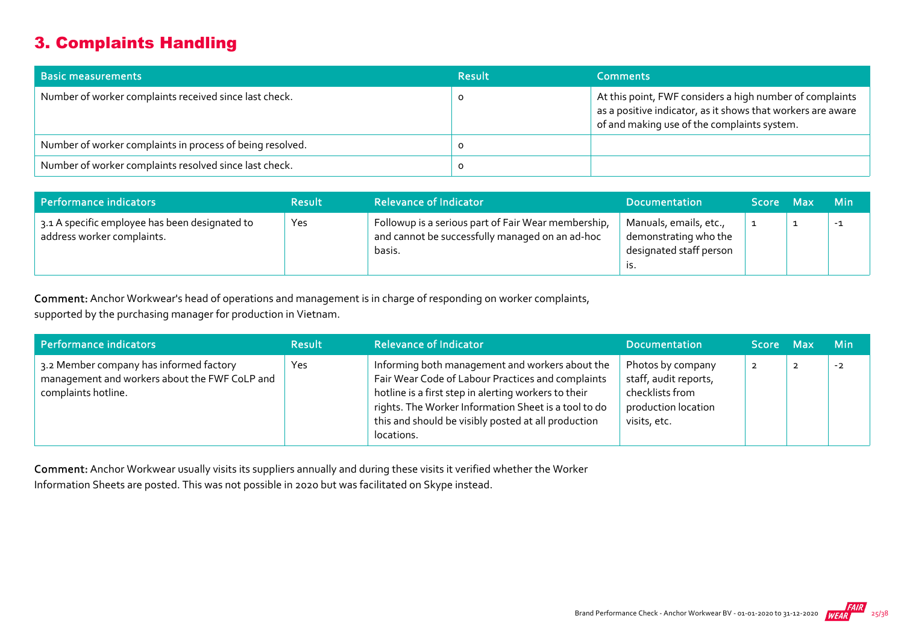## 3. Complaints Handling

| Basic measurements | Result | Comments |
|---|---|---|
| Number of worker complaints received since last check. | 0 | At this point, FWF considers a high number of complaints as a positive indicator, as it shows that workers are aware of and making use of the complaints system. |
| Number of worker complaints in process of being resolved. | 0 | |
| Number of worker complaints resolved since last check. | 0 | |

| Performance indicators | Result | Relevance of Indicator | Documentation | Score | Max | Min |
|---|---|---|---|---|---|---|
| 3.1 A specific employee has been designated to address worker complaints. | Yes | Followup is a serious part of Fair Wear membership, and cannot be successfully managed on an ad-hoc basis. | Manuals, emails, etc., demonstrating who the designated staff person is. | 1 | 1 | -1 |

**Comment:** Anchor Workwear's head of operations and management is in charge of responding on worker complaints, supported by the purchasing manager for production in Vietnam.

| Performance indicators | Result | Relevance of Indicator | Documentation | Score | Max | Min |
|---|---|---|---|---|---|---|
| 3.2 Member company has informed factory management and workers about the FWF CoLP and complaints hotline. | Yes | Informing both management and workers about the Fair Wear Code of Labour Practices and complaints hotline is a first step in alerting workers to their rights. The Worker Information Sheet is a tool to do this and should be visibly posted at all production locations. | Photos by company staff, audit reports, checklists from production location visits, etc. | 2 | 2 | -2 |

**Comment:** Anchor Workwear usually visits its suppliers annually and during these visits it verified whether the Worker Information Sheets are posted. This was not possible in 2020 but was facilitated on Skype instead.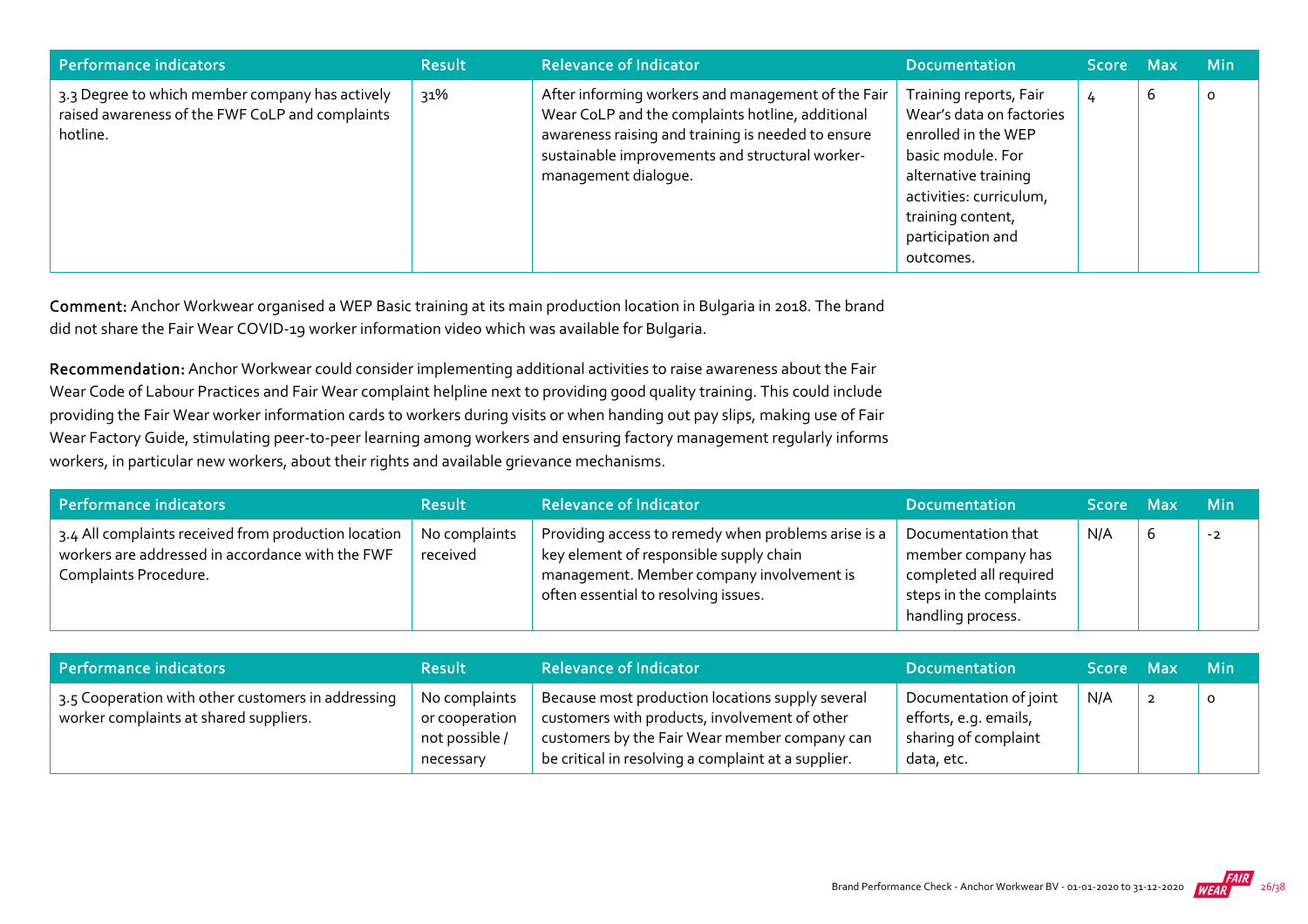| Performance indicators | Result | Relevance of Indicator | Documentation | Score | Max | Min |
|---|---|---|---|---|---|---|
| 3.3 Degree to which member company has actively raised awareness of the FWF CoLP and complaints hotline. | 31% | After informing workers and management of the Fair Wear CoLP and the complaints hotline, additional awareness raising and training is needed to ensure sustainable improvements and structural worker-management dialogue. | Training reports, Fair Wear's data on factories enrolled in the WEP basic module. For alternative training activities: curriculum, training content, participation and outcomes. | 4 | 6 | 0 |

**Comment:** Anchor Workwear organised a WEP Basic training at its main production location in Bulgaria in 2018. The brand did not share the Fair Wear COVID-19 worker information video which was available for Bulgaria.

**Recommendation:** Anchor Workwear could consider implementing additional activities to raise awareness about the Fair Wear Code of Labour Practices and Fair Wear complaint helpline next to providing good quality training. This could include providing the Fair Wear worker information cards to workers during visits or when handing out pay slips, making use of Fair Wear Factory Guide, stimulating peer-to-peer learning among workers and ensuring factory management regularly informs workers, in particular new workers, about their rights and available grievance mechanisms.

| Performance indicators | Result | Relevance of Indicator | Documentation | Score | Max | Min |
|---|---|---|---|---|---|---|
| 3.4 All complaints received from production location workers are addressed in accordance with the FWF Complaints Procedure. | No complaints received | Providing access to remedy when problems arise is a key element of responsible supply chain management. Member company involvement is often essential to resolving issues. | Documentation that member company has completed all required steps in the complaints handling process. | N/A | 6 | -2 |

| Performance indicators | Result | Relevance of Indicator | Documentation | Score | Max | Min |
|---|---|---|---|---|---|---|
| 3.5 Cooperation with other customers in addressing worker complaints at shared suppliers. | No complaints or cooperation not possible / necessary | Because most production locations supply several customers with products, involvement of other customers by the Fair Wear member company can be critical in resolving a complaint at a supplier. | Documentation of joint efforts, e.g. emails, sharing of complaint data, etc. | N/A | 2 | 0 |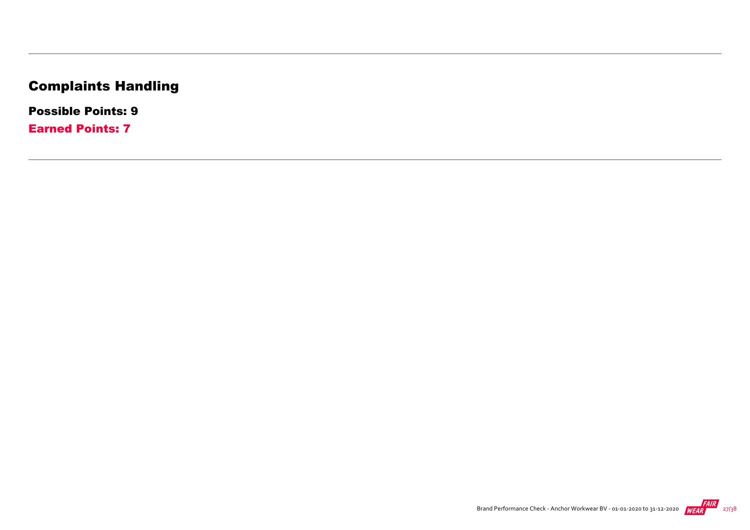# Complaints Handling

**Possible Points: 9**

**Earned Points: 7**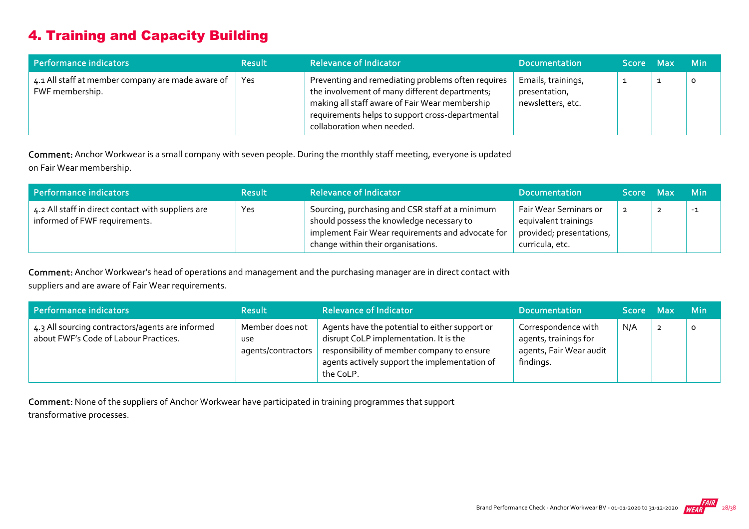## 4. Training and Capacity Building

| Performance indicators | Result | Relevance of Indicator | Documentation | Score | Max | Min |
|---|---|---|---|---|---|---|
| 4.1 All staff at member company are made aware of FWF membership. | Yes | Preventing and remediating problems often requires the involvement of many different departments; making all staff aware of Fair Wear membership requirements helps to support cross-departmental collaboration when needed. | Emails, trainings, presentation, newsletters, etc. | 1 | 1 | 0 |

**Comment:** Anchor Workwear is a small company with seven people. During the monthly staff meeting, everyone is updated on Fair Wear membership.

| Performance indicators | Result | Relevance of Indicator | Documentation | Score | Max | Min |
|---|---|---|---|---|---|---|
| 4.2 All staff in direct contact with suppliers are informed of FWF requirements. | Yes | Sourcing, purchasing and CSR staff at a minimum should possess the knowledge necessary to implement Fair Wear requirements and advocate for change within their organisations. | Fair Wear Seminars or equivalent trainings provided; presentations, curricula, etc. | 2 | 2 | -1 |

**Comment:** Anchor Workwear's head of operations and management and the purchasing manager are in direct contact with suppliers and are aware of Fair Wear requirements.

| Performance indicators | Result | Relevance of Indicator | Documentation | Score | Max | Min |
|---|---|---|---|---|---|---|
| 4.3 All sourcing contractors/agents are informed about FWF's Code of Labour Practices. | Member does not use agents/contractors | Agents have the potential to either support or disrupt CoLP implementation. It is the responsibility of member company to ensure agents actively support the implementation of the CoLP. | Correspondence with agents, trainings for agents, Fair Wear audit findings. | N/A | 2 | 0 |

**Comment:** None of the suppliers of Anchor Workwear have participated in training programmes that support transformative processes.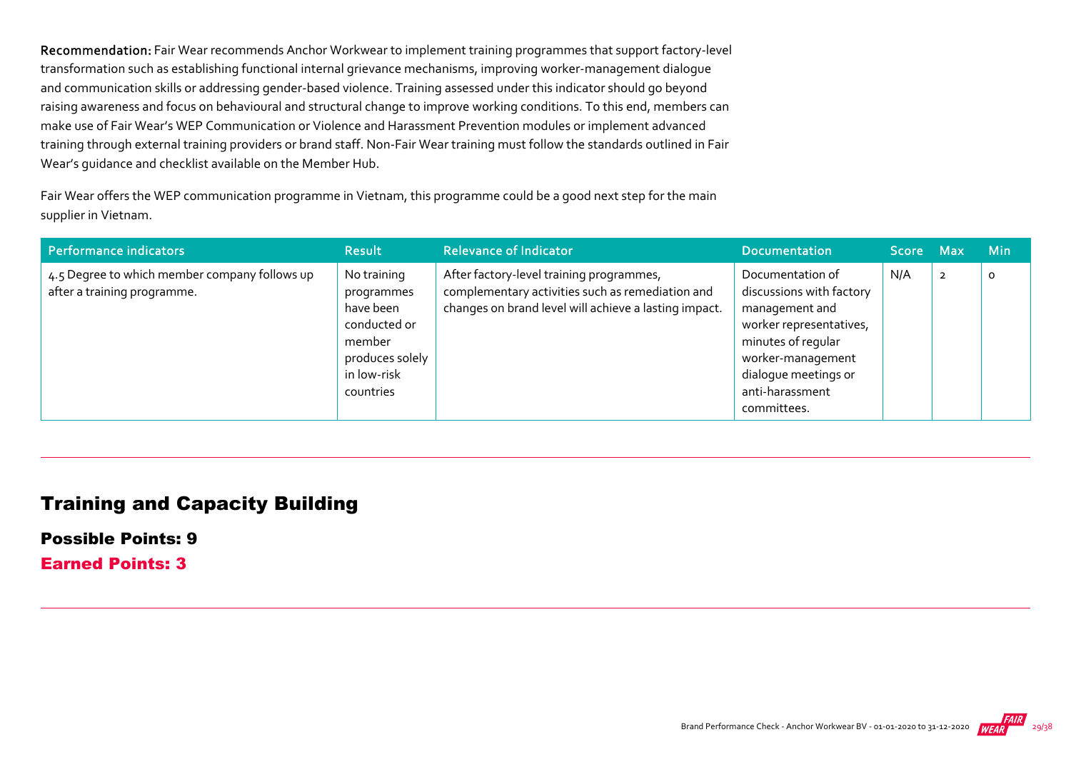**Recommendation:** Fair Wear recommends Anchor Workwear to implement training programmes that support factory-level transformation such as establishing functional internal grievance mechanisms, improving worker-management dialogue and communication skills or addressing gender-based violence. Training assessed under this indicator should go beyond raising awareness and focus on behavioural and structural change to improve working conditions. To this end, members can make use of Fair Wear's WEP Communication or Violence and Harassment Prevention modules or implement advanced training through external training providers or brand staff. Non-Fair Wear training must follow the standards outlined in Fair Wear's guidance and checklist available on the Member Hub.

Fair Wear offers the WEP communication programme in Vietnam, this programme could be a good next step for the main supplier in Vietnam.

| Performance indicators | Result | Relevance of Indicator | Documentation | Score | Max | Min |
|---|---|---|---|---|---|---|
| 4.5 Degree to which member company follows up after a training programme. | No training programmes have been conducted or member produces solely in low-risk countries | After factory-level training programmes, complementary activities such as remediation and changes on brand level will achieve a lasting impact. | Documentation of discussions with factory management and worker representatives, minutes of regular worker-management dialogue meetings or anti-harassment committees. | N/A | 2 | 0 |

## Training and Capacity Building

### Possible Points: 9

### Earned Points: 3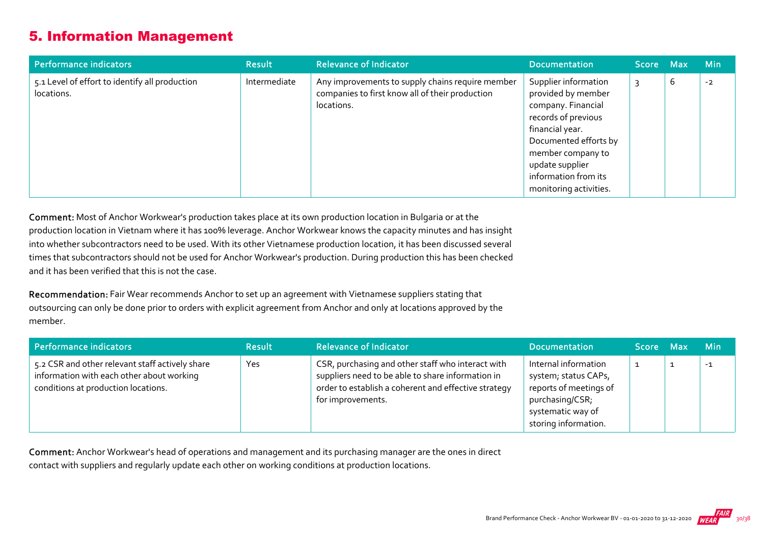## 5. Information Management

| Performance indicators | Result | Relevance of Indicator | Documentation | Score | Max | Min |
|---|---|---|---|---|---|---|
| 5.1 Level of effort to identify all production locations. | Intermediate | Any improvements to supply chains require member companies to first know all of their production locations. | Supplier information provided by member company. Financial records of previous financial year. Documented efforts by member company to update supplier information from its monitoring activities. | 3 | 6 | -2 |

**Comment:** Most of Anchor Workwear's production takes place at its own production location in Bulgaria or at the production location in Vietnam where it has 100% leverage. Anchor Workwear knows the capacity minutes and has insight into whether subcontractors need to be used. With its other Vietnamese production location, it has been discussed several times that subcontractors should not be used for Anchor Workwear's production. During production this has been checked and it has been verified that this is not the case.

**Recommendation:** Fair Wear recommends Anchor to set up an agreement with Vietnamese suppliers stating that outsourcing can only be done prior to orders with explicit agreement from Anchor and only at locations approved by the member.

| Performance indicators | Result | Relevance of Indicator | Documentation | Score | Max | Min |
|---|---|---|---|---|---|---|
| 5.2 CSR and other relevant staff actively share information with each other about working conditions at production locations. | Yes | CSR, purchasing and other staff who interact with suppliers need to be able to share information in order to establish a coherent and effective strategy for improvements. | Internal information system; status CAPs, reports of meetings of purchasing/CSR; systematic way of storing information. | 1 | 1 | -1 |

**Comment:** Anchor Workwear's head of operations and management and its purchasing manager are the ones in direct contact with suppliers and regularly update each other on working conditions at production locations.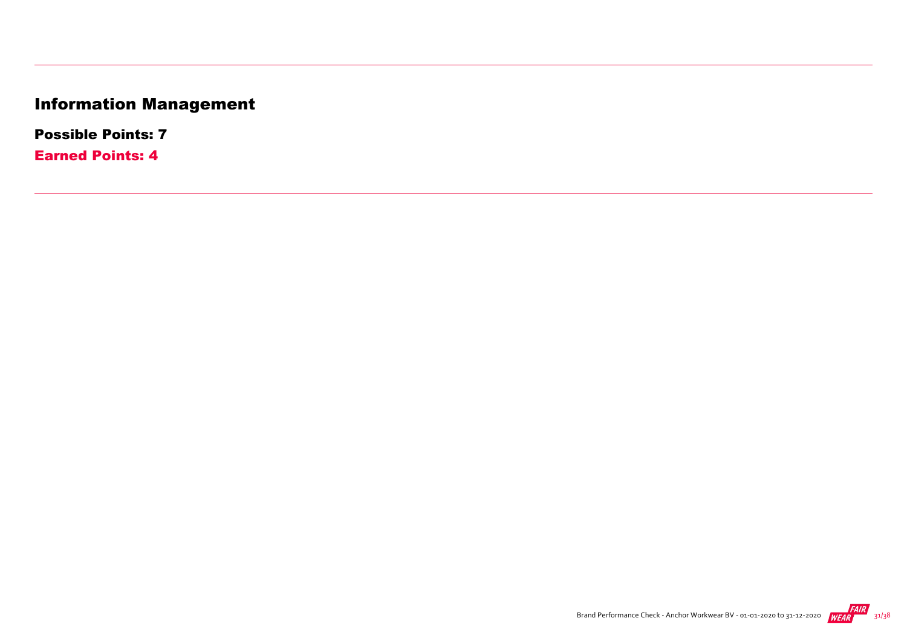# Information Management

**Possible Points: 7**

**Earned Points: 4**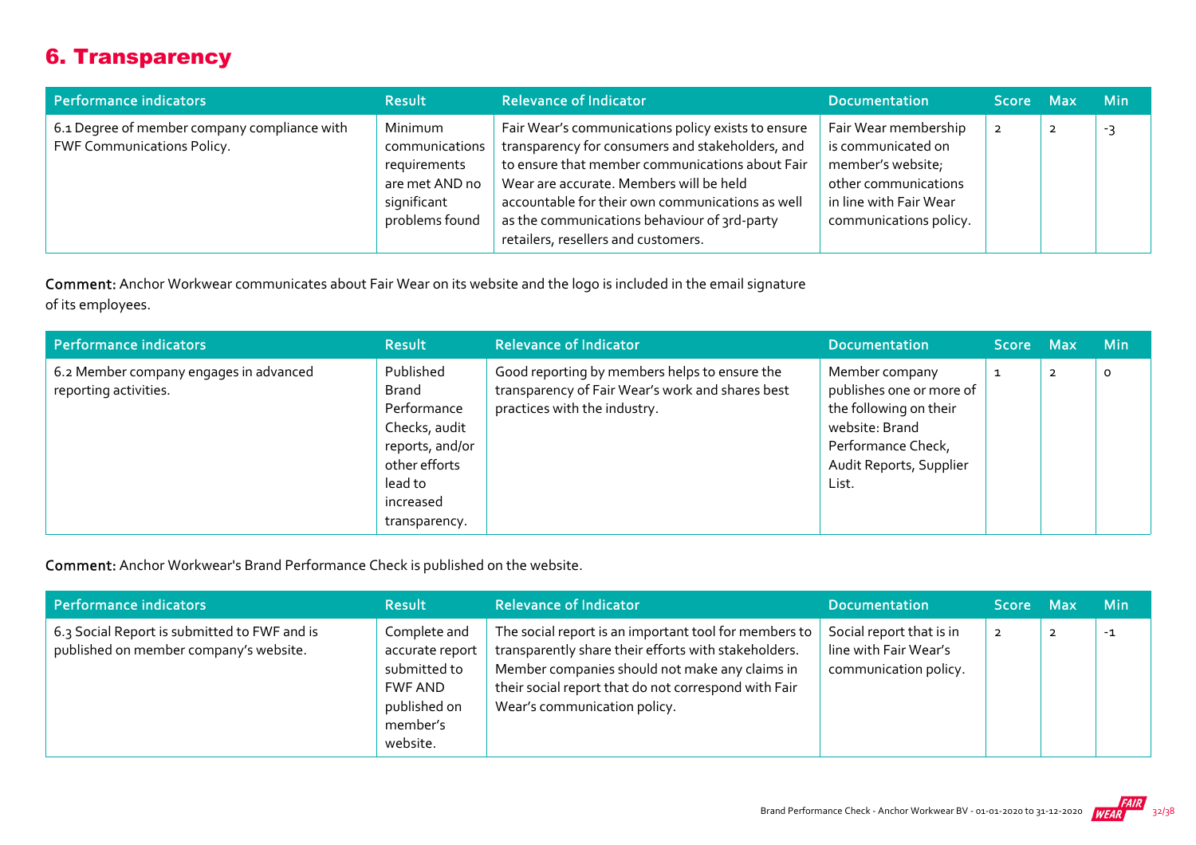## 6. Transparency

| Performance indicators | Result | Relevance of Indicator | Documentation | Score | Max | Min |
|---|---|---|---|---|---|---|
| 6.1 Degree of member company compliance with FWF Communications Policy. | Minimum communications requirements are met AND no significant problems found | Fair Wear's communications policy exists to ensure transparency for consumers and stakeholders, and to ensure that member communications about Fair Wear are accurate. Members will be held accountable for their own communications as well as the communications behaviour of 3rd-party retailers, resellers and customers. | Fair Wear membership is communicated on member's website; other communications in line with Fair Wear communications policy. | 2 | 2 | -3 |

**Comment:** Anchor Workwear communicates about Fair Wear on its website and the logo is included in the email signature of its employees.

| Performance indicators | Result | Relevance of Indicator | Documentation | Score | Max | Min |
|---|---|---|---|---|---|---|
| 6.2 Member company engages in advanced reporting activities. | Published Brand Performance Checks, audit reports, and/or other efforts lead to increased transparency. | Good reporting by members helps to ensure the transparency of Fair Wear's work and shares best practices with the industry. | Member company publishes one or more of the following on their website: Brand Performance Check, Audit Reports, Supplier List. | 1 | 2 | 0 |

**Comment:** Anchor Workwear's Brand Performance Check is published on the website.

| Performance indicators | Result | Relevance of Indicator | Documentation | Score | Max | Min |
|---|---|---|---|---|---|---|
| 6.3 Social Report is submitted to FWF and is published on member company's website. | Complete and accurate report submitted to FWF AND published on member's website. | The social report is an important tool for members to transparently share their efforts with stakeholders. Member companies should not make any claims in their social report that do not correspond with Fair Wear's communication policy. | Social report that is in line with Fair Wear's communication policy. | 2 | 2 | -1 |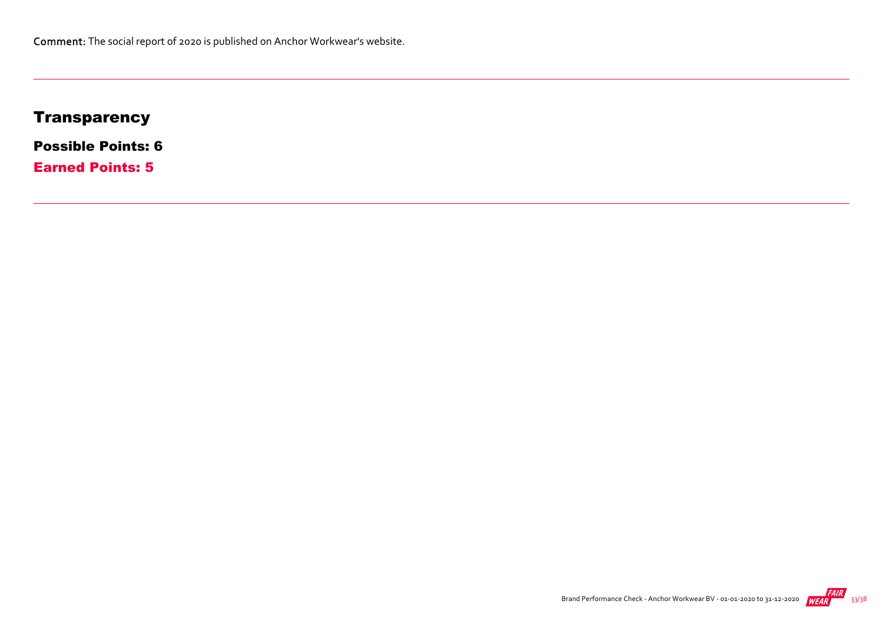**Comment:** The social report of 2020 is published on Anchor Workwear's website.

---

## Transparency

**Possible Points: 6**

**Earned Points: 5**

---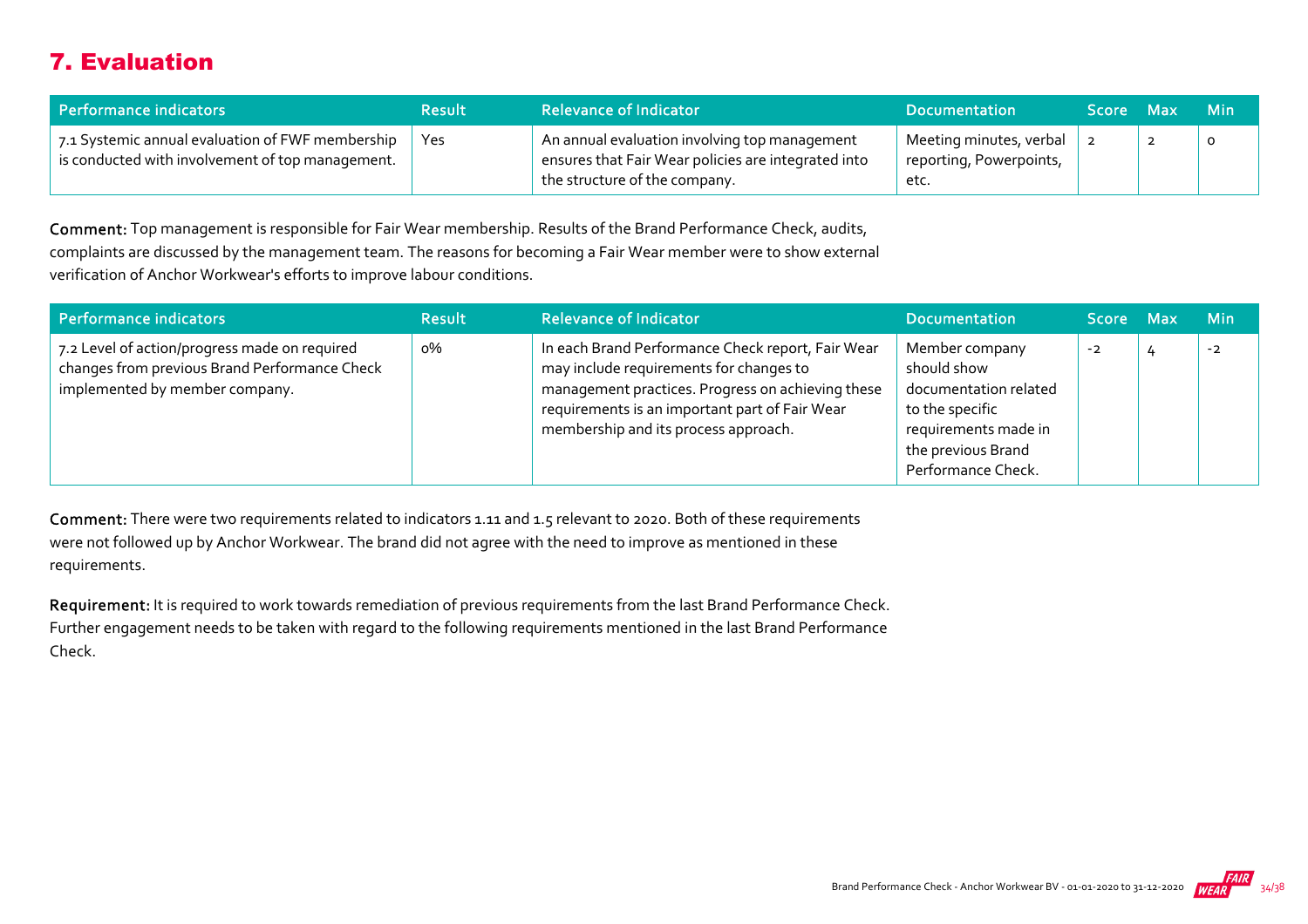## 7. Evaluation

| Performance indicators | Result | Relevance of Indicator | Documentation | Score | Max | Min |
|---|---|---|---|---|---|---|
| 7.1 Systemic annual evaluation of FWF membership is conducted with involvement of top management. | Yes | An annual evaluation involving top management ensures that Fair Wear policies are integrated into the structure of the company. | Meeting minutes, verbal reporting, Powerpoints, etc. | 2 | 2 | 0 |

**Comment:** Top management is responsible for Fair Wear membership. Results of the Brand Performance Check, audits, complaints are discussed by the management team. The reasons for becoming a Fair Wear member were to show external verification of Anchor Workwear's efforts to improve labour conditions.

| Performance indicators | Result | Relevance of Indicator | Documentation | Score | Max | Min |
|---|---|---|---|---|---|---|
| 7.2 Level of action/progress made on required changes from previous Brand Performance Check implemented by member company. | 0% | In each Brand Performance Check report, Fair Wear may include requirements for changes to management practices. Progress on achieving these requirements is an important part of Fair Wear membership and its process approach. | Member company should show documentation related to the specific requirements made in the previous Brand Performance Check. | -2 | 4 | -2 |

**Comment:** There were two requirements related to indicators 1.11 and 1.5 relevant to 2020. Both of these requirements were not followed up by Anchor Workwear. The brand did not agree with the need to improve as mentioned in these requirements.

**Requirement:** It is required to work towards remediation of previous requirements from the last Brand Performance Check. Further engagement needs to be taken with regard to the following requirements mentioned in the last Brand Performance Check.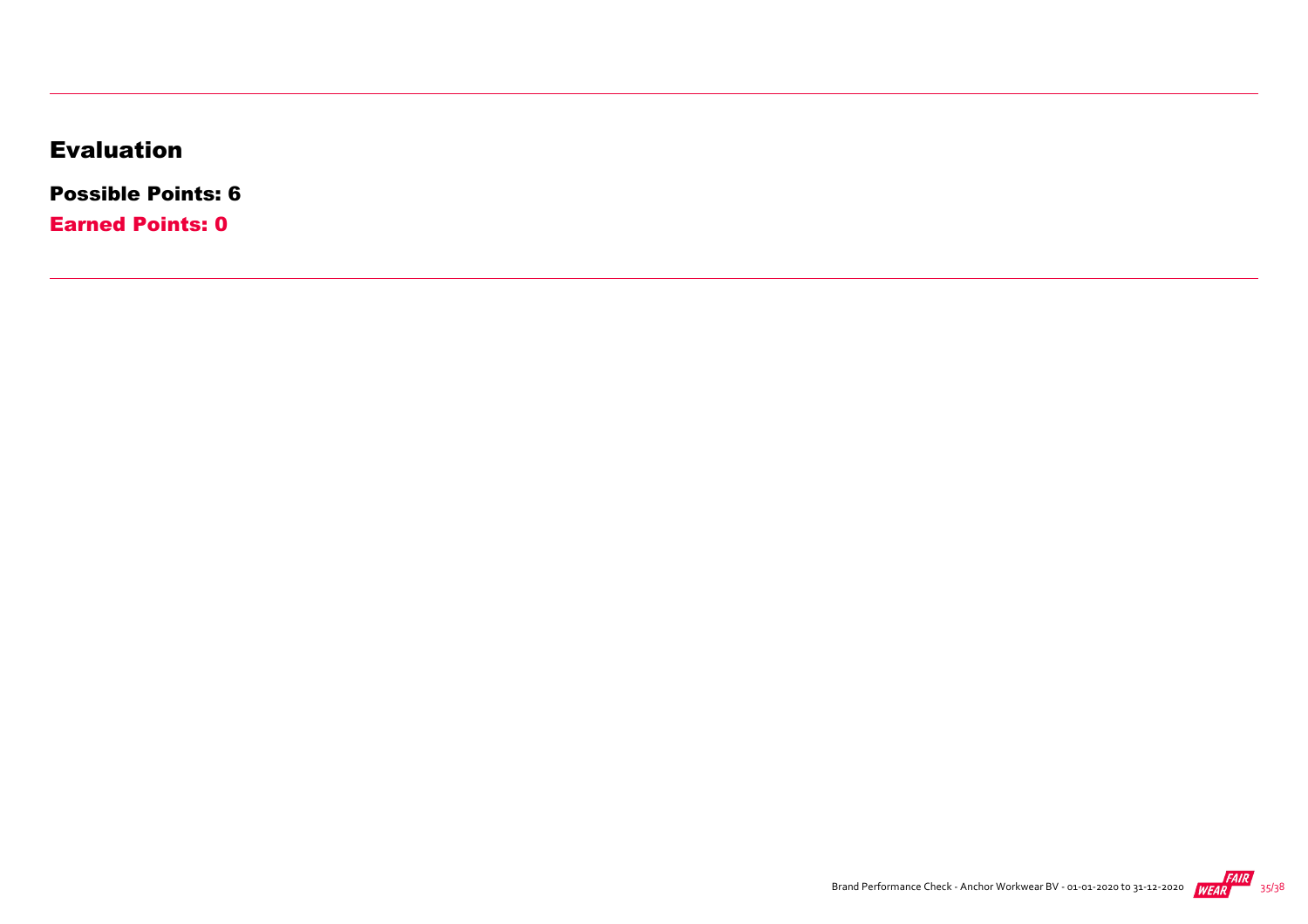## Evaluation

**Possible Points: 6**

**Earned Points: 0**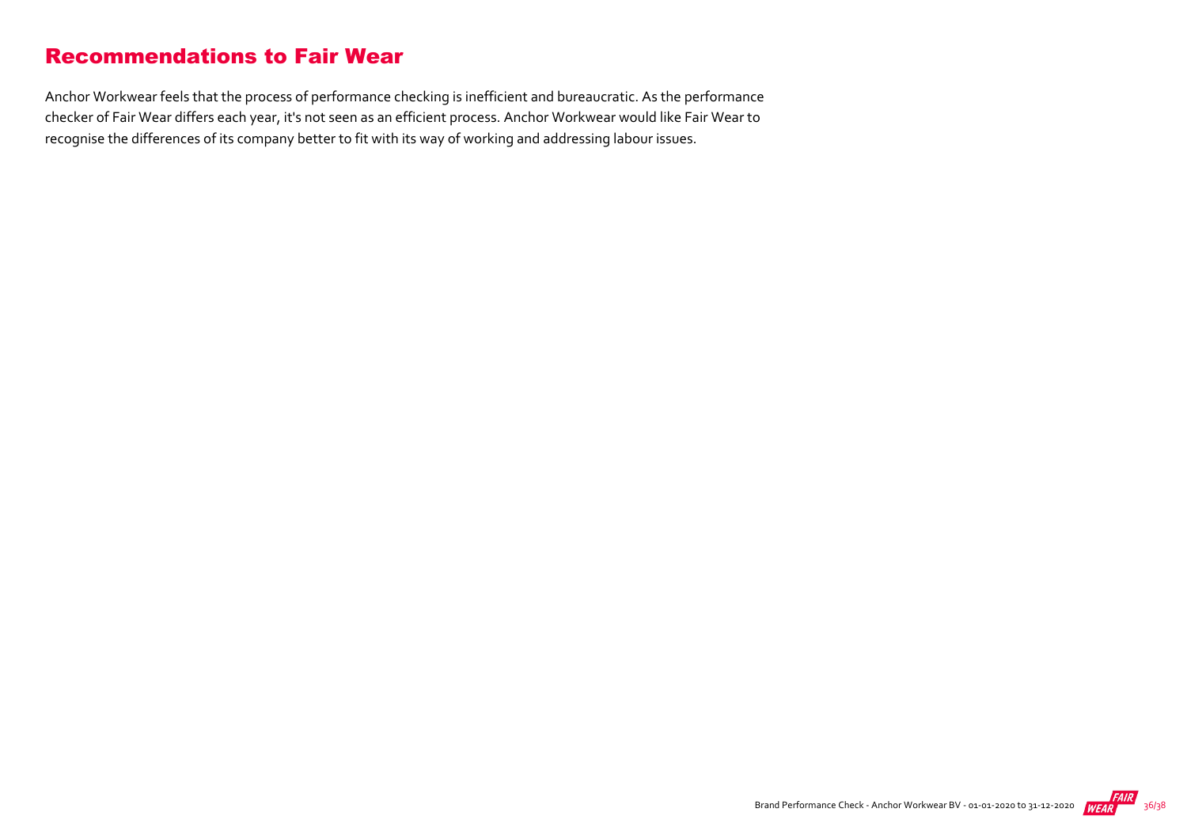## Recommendations to Fair Wear

Anchor Workwear feels that the process of performance checking is inefficient and bureaucratic. As the performance checker of Fair Wear differs each year, it's not seen as an efficient process. Anchor Workwear would like Fair Wear to recognise the differences of its company better to fit with its way of working and addressing labour issues.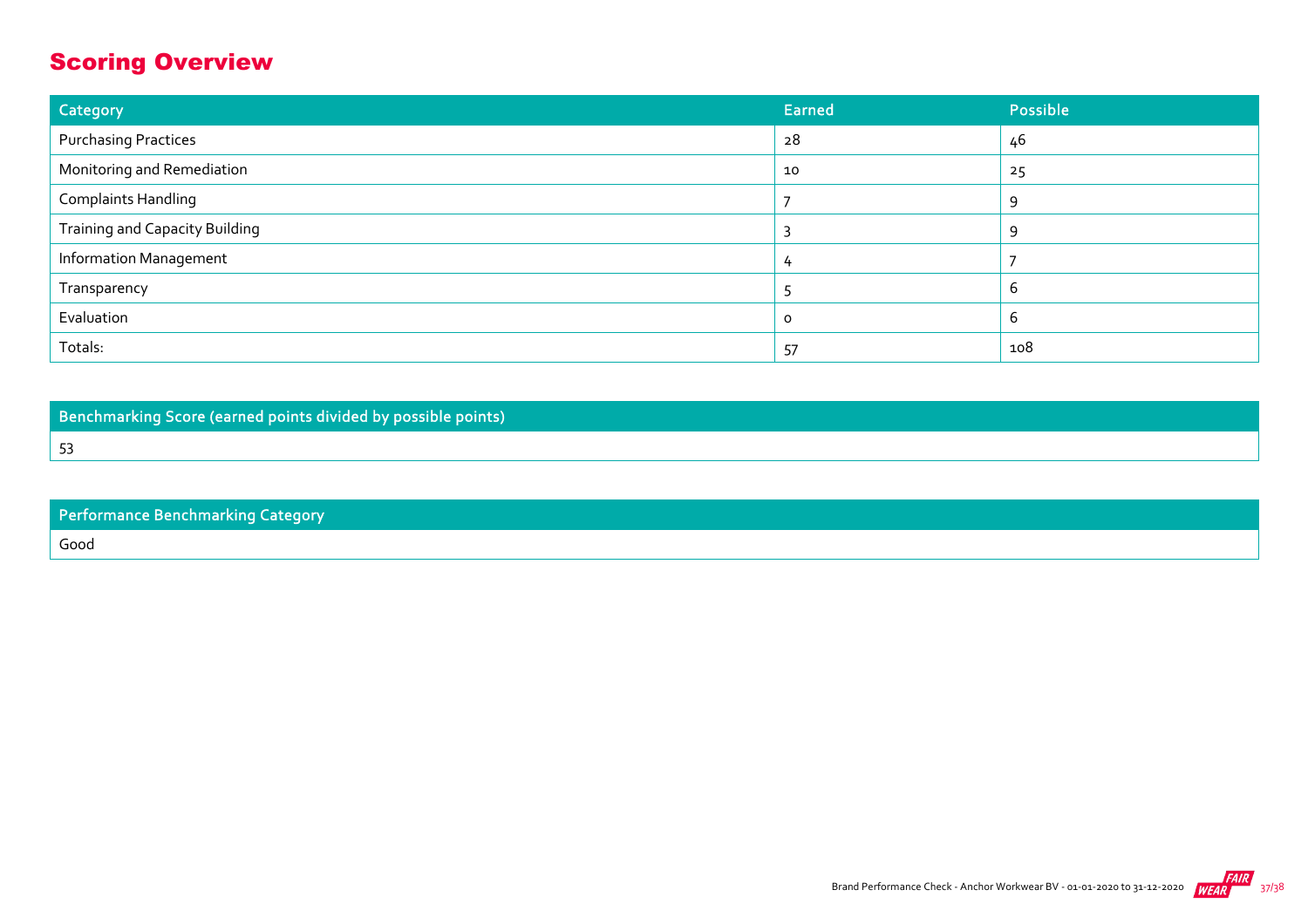## Scoring Overview

| Category | Earned | Possible |
| --- | --- | --- |
| Purchasing Practices | 28 | 46 |
| Monitoring and Remediation | 10 | 25 |
| Complaints Handling | 7 | 9 |
| Training and Capacity Building | 3 | 9 |
| Information Management | 4 | 7 |
| Transparency | 5 | 6 |
| Evaluation | 0 | 6 |
| Totals: | 57 | 108 |

| Benchmarking Score (earned points divided by possible points) |
| --- |
| 53 |

| Performance Benchmarking Category |
| --- |
| Good |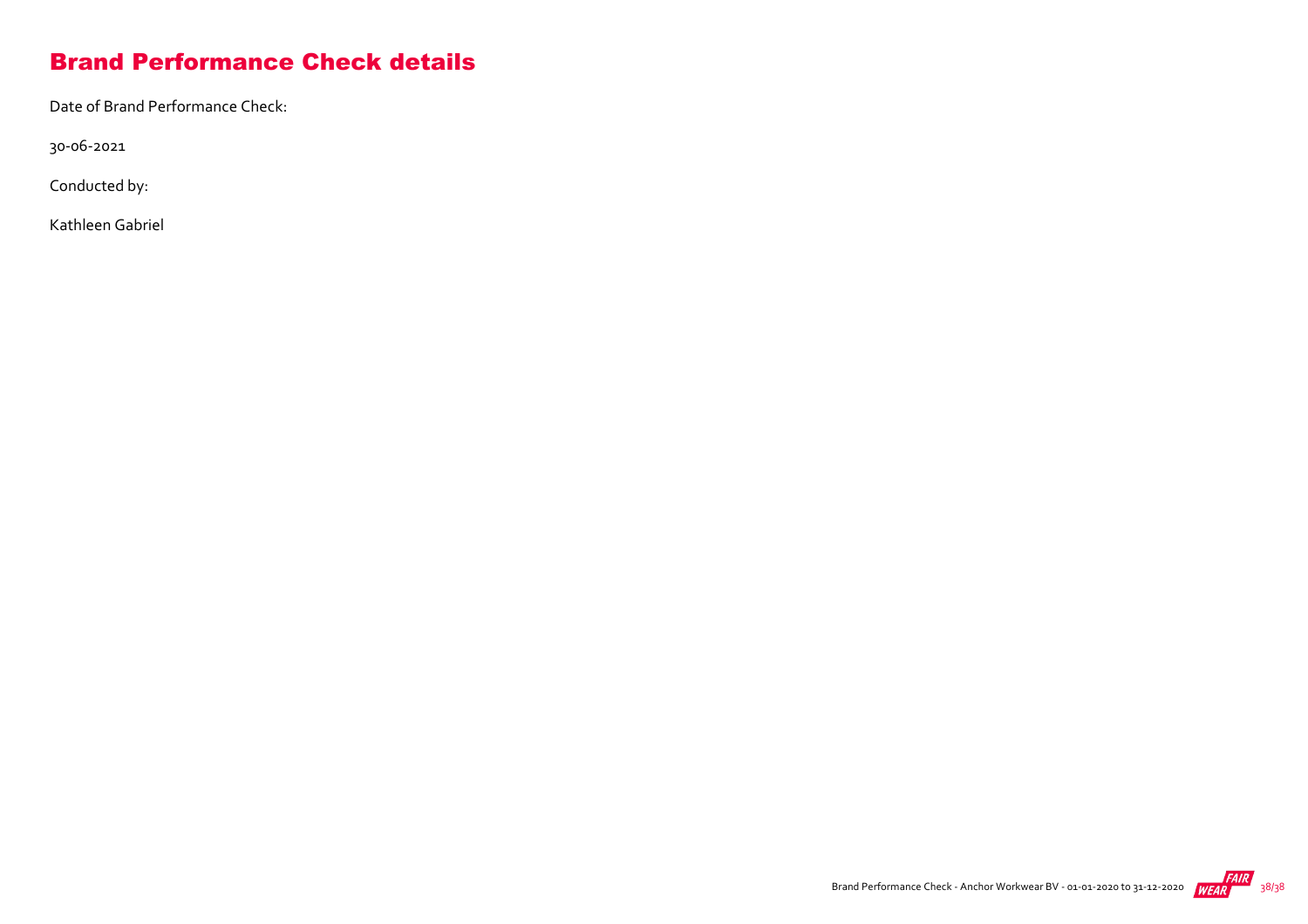## Brand Performance Check details

Date of Brand Performance Check:

30-06-2021

Conducted by:

Kathleen Gabriel